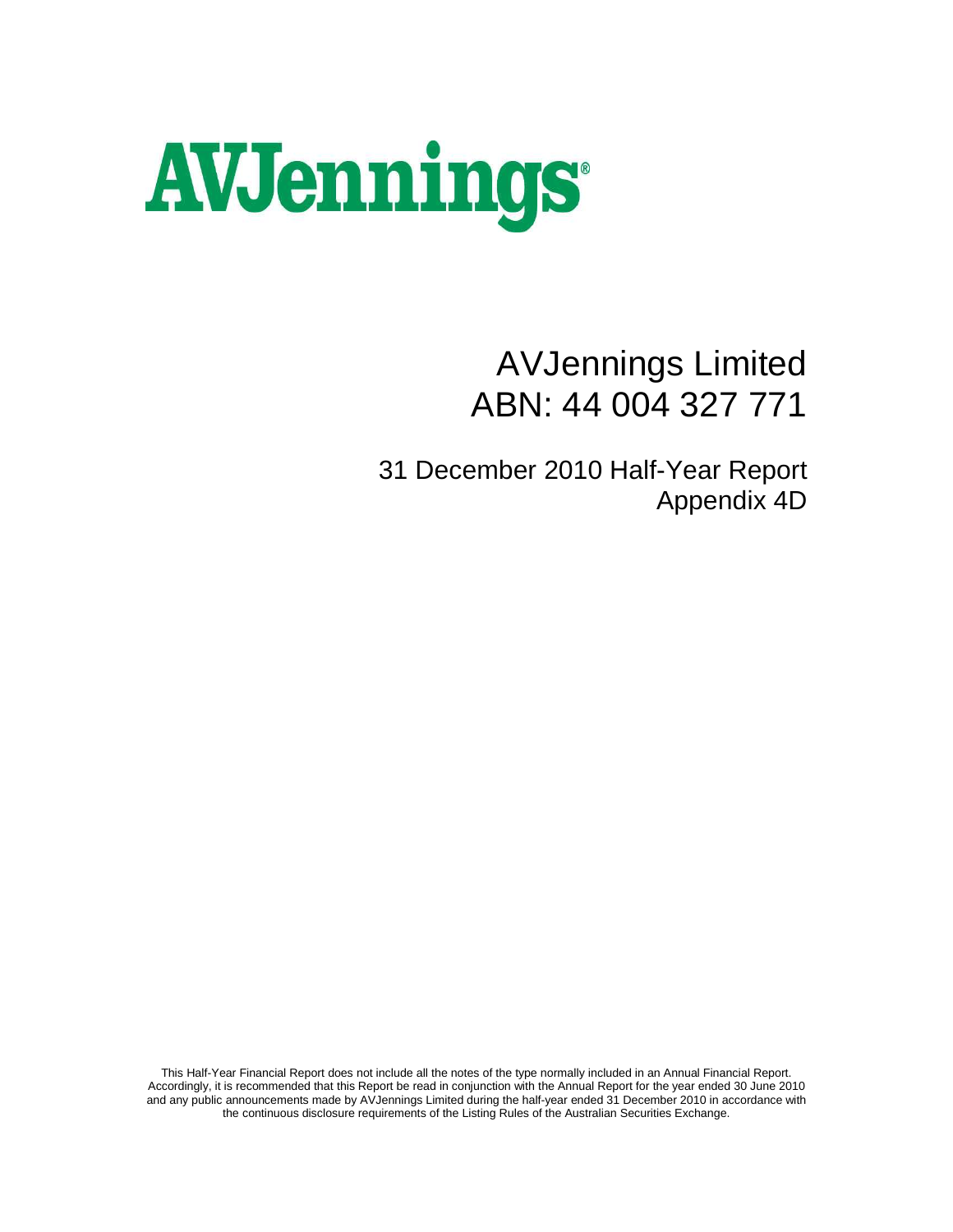# AVJennings

# AVJennings Limited
# ABN: 44 004 327 771

## 31 December 2010 Half-Year Report
## Appendix 4D

This Half-Year Financial Report does not include all the notes of the type normally included in an Annual Financial Report. Accordingly, it is recommended that this Report be read in conjunction with the Annual Report for the year ended 30 June 2010 and any public announcements made by AVJennings Limited during the half-year ended 31 December 2010 in accordance with the continuous disclosure requirements of the Listing Rules of the Australian Securities Exchange.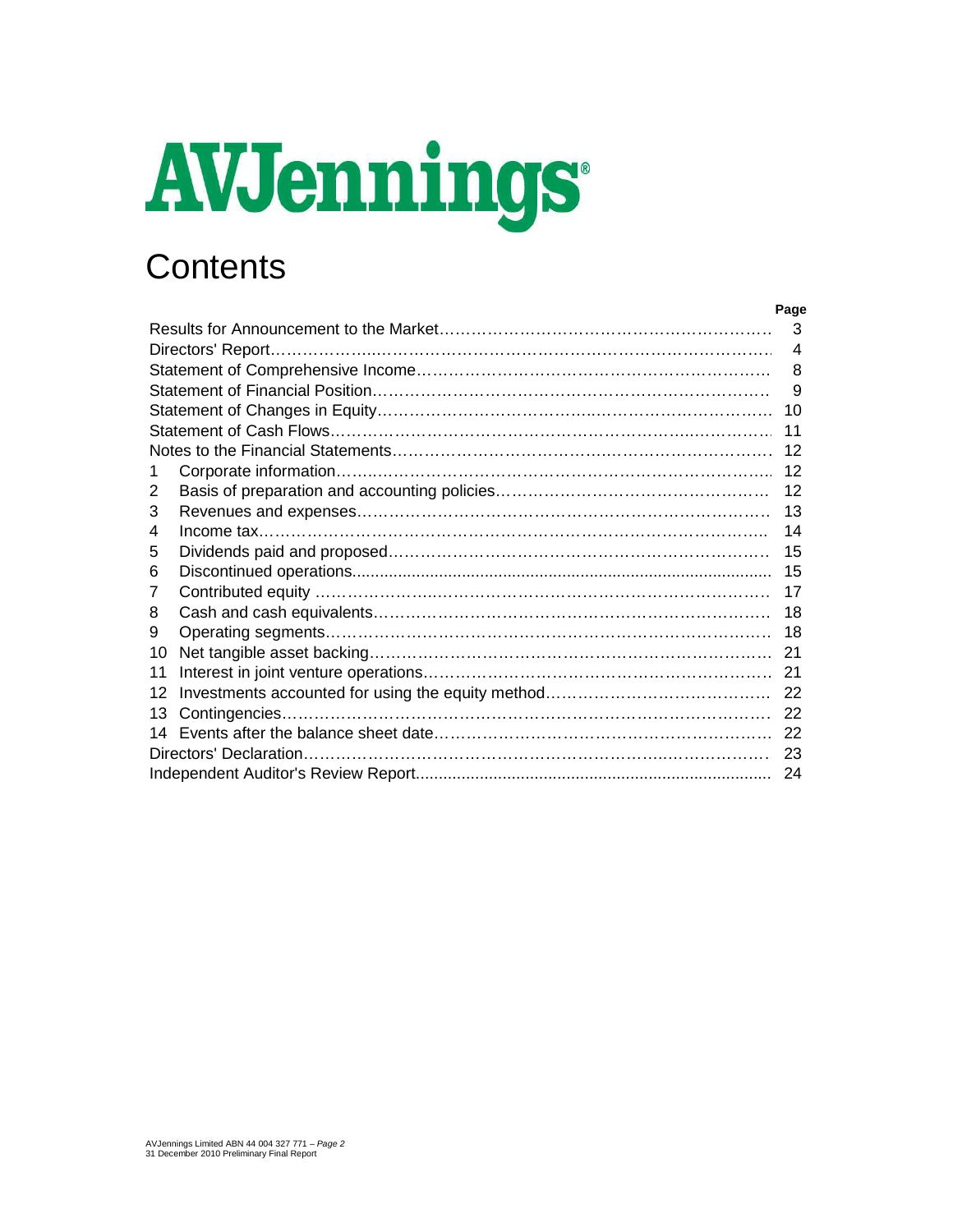# AVJennings

# Contents

| | | Page |
|---|---|---|
| Results for Announcement to the Market | | 3 |
| Directors' Report | | 4 |
| Statement of Comprehensive Income | | 8 |
| Statement of Financial Position | | 9 |
| Statement of Changes in Equity | | 10 |
| Statement of Cash Flows | | 11 |
| Notes to the Financial Statements | | 12 |
| 1 | Corporate information | 12 |
| 2 | Basis of preparation and accounting policies | 12 |
| 3 | Revenues and expenses | 13 |
| 4 | Income tax | 14 |
| 5 | Dividends paid and proposed | 15 |
| 6 | Discontinued operations | 15 |
| 7 | Contributed equity | 17 |
| 8 | Cash and cash equivalents | 18 |
| 9 | Operating segments | 18 |
| 10 | Net tangible asset backing | 21 |
| 11 | Interest in joint venture operations | 21 |
| 12 | Investments accounted for using the equity method | 22 |
| 13 | Contingencies | 22 |
| 14 | Events after the balance sheet date | 22 |
| Directors' Declaration | | 23 |
| Independent Auditor's Review Report | | 24 |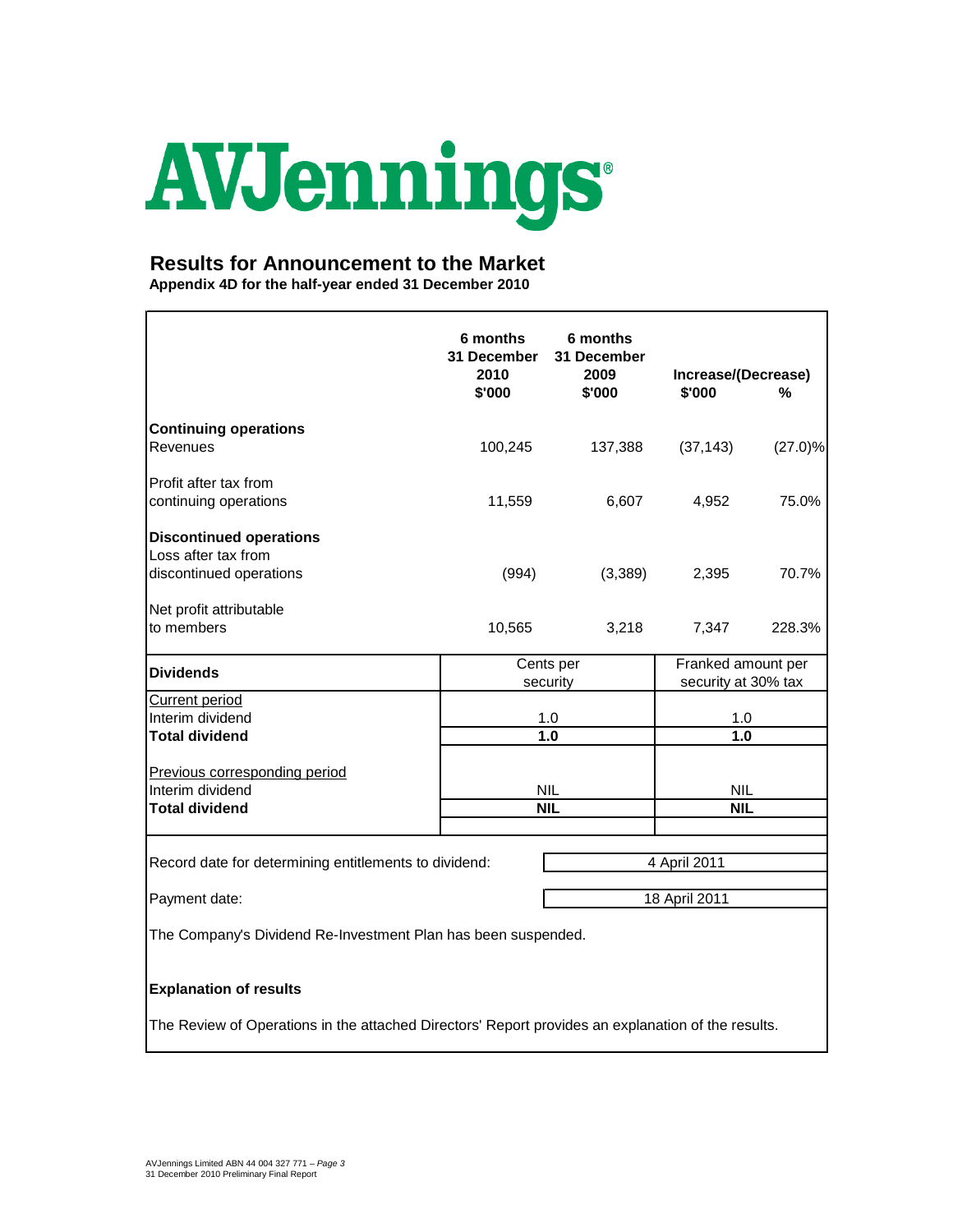# AVJennings

## Results for Announcement to the Market

**Appendix 4D for the half-year ended 31 December 2010**

| | 6 months 31 December 2010 $'000 | 6 months 31 December 2009 $'000 | Increase/(Decrease) $'000 | % |
|---|---|---|---|---|
| **Continuing operations** | | | | |
| Revenues | 100,245 | 137,388 | (37,143) | (27.0)% |
| Profit after tax from continuing operations | 11,559 | 6,607 | 4,952 | 75.0% |
| **Discontinued operations** | | | | |
| Loss after tax from discontinued operations | (994) | (3,389) | 2,395 | 70.7% |
| Net profit attributable to members | 10,565 | 3,218 | 7,347 | 228.3% |

| **Dividends** | Cents per security | Franked amount per security at 30% tax |
|---|---|---|
| Current period | | |
| Interim dividend | 1.0 | 1.0 |
| **Total dividend** | **1.0** | **1.0** |
| Previous corresponding period | | |
| Interim dividend | NIL | NIL |
| **Total dividend** | **NIL** | **NIL** |

Record date for determining entitlements to dividend: 4 April 2011

Payment date: 18 April 2011

The Company's Dividend Re-Investment Plan has been suspended.

**Explanation of results**

The Review of Operations in the attached Directors' Report provides an explanation of the results.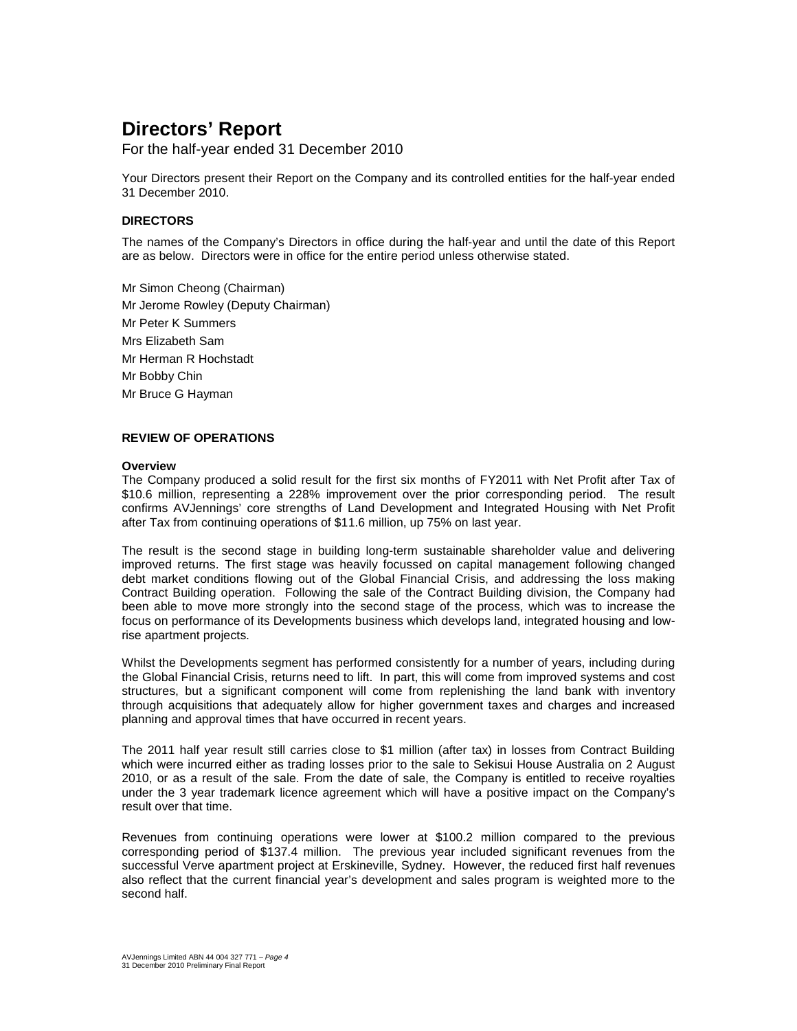# Directors' Report

For the half-year ended 31 December 2010

Your Directors present their Report on the Company and its controlled entities for the half-year ended 31 December 2010.

### DIRECTORS

The names of the Company's Directors in office during the half-year and until the date of this Report are as below. Directors were in office for the entire period unless otherwise stated.

Mr Simon Cheong (Chairman)
Mr Jerome Rowley (Deputy Chairman)
Mr Peter K Summers
Mrs Elizabeth Sam
Mr Herman R Hochstadt
Mr Bobby Chin
Mr Bruce G Hayman

### REVIEW OF OPERATIONS

**Overview**

The Company produced a solid result for the first six months of FY2011 with Net Profit after Tax of $10.6 million, representing a 228% improvement over the prior corresponding period. The result confirms AVJennings' core strengths of Land Development and Integrated Housing with Net Profit after Tax from continuing operations of $11.6 million, up 75% on last year.

The result is the second stage in building long-term sustainable shareholder value and delivering improved returns. The first stage was heavily focussed on capital management following changed debt market conditions flowing out of the Global Financial Crisis, and addressing the loss making Contract Building operation. Following the sale of the Contract Building division, the Company had been able to move more strongly into the second stage of the process, which was to increase the focus on performance of its Developments business which develops land, integrated housing and low-rise apartment projects.

Whilst the Developments segment has performed consistently for a number of years, including during the Global Financial Crisis, returns need to lift. In part, this will come from improved systems and cost structures, but a significant component will come from replenishing the land bank with inventory through acquisitions that adequately allow for higher government taxes and charges and increased planning and approval times that have occurred in recent years.

The 2011 half year result still carries close to $1 million (after tax) in losses from Contract Building which were incurred either as trading losses prior to the sale to Sekisui House Australia on 2 August 2010, or as a result of the sale. From the date of sale, the Company is entitled to receive royalties under the 3 year trademark licence agreement which will have a positive impact on the Company's result over that time.

Revenues from continuing operations were lower at $100.2 million compared to the previous corresponding period of $137.4 million. The previous year included significant revenues from the successful Verve apartment project at Erskineville, Sydney. However, the reduced first half revenues also reflect that the current financial year's development and sales program is weighted more to the second half.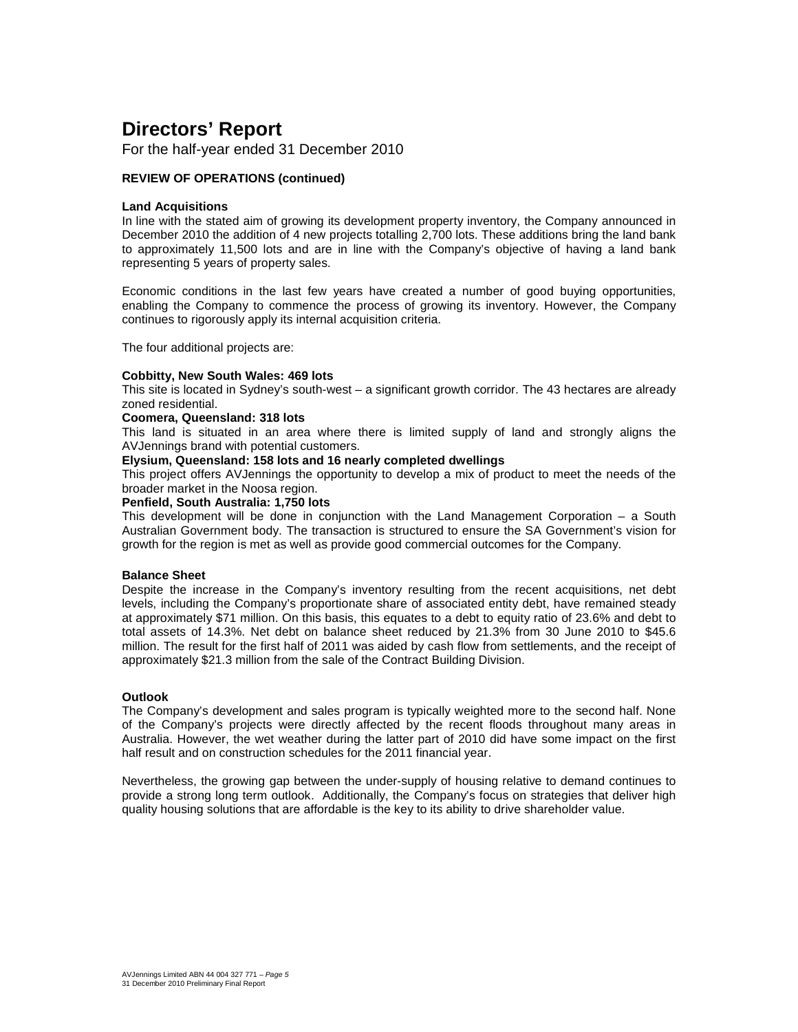# Directors' Report

For the half-year ended 31 December 2010

**REVIEW OF OPERATIONS (continued)**

**Land Acquisitions**

In line with the stated aim of growing its development property inventory, the Company announced in December 2010 the addition of 4 new projects totalling 2,700 lots. These additions bring the land bank to approximately 11,500 lots and are in line with the Company's objective of having a land bank representing 5 years of property sales.

Economic conditions in the last few years have created a number of good buying opportunities, enabling the Company to commence the process of growing its inventory. However, the Company continues to rigorously apply its internal acquisition criteria.

The four additional projects are:

**Cobbitty, New South Wales: 469 lots**

This site is located in Sydney's south-west – a significant growth corridor. The 43 hectares are already zoned residential.

**Coomera, Queensland: 318 lots**

This land is situated in an area where there is limited supply of land and strongly aligns the AVJennings brand with potential customers.

**Elysium, Queensland: 158 lots and 16 nearly completed dwellings**

This project offers AVJennings the opportunity to develop a mix of product to meet the needs of the broader market in the Noosa region.

**Penfield, South Australia: 1,750 lots**

This development will be done in conjunction with the Land Management Corporation – a South Australian Government body. The transaction is structured to ensure the SA Government's vision for growth for the region is met as well as provide good commercial outcomes for the Company.

**Balance Sheet**

Despite the increase in the Company's inventory resulting from the recent acquisitions, net debt levels, including the Company's proportionate share of associated entity debt, have remained steady at approximately $71 million. On this basis, this equates to a debt to equity ratio of 23.6% and debt to total assets of 14.3%. Net debt on balance sheet reduced by 21.3% from 30 June 2010 to $45.6 million. The result for the first half of 2011 was aided by cash flow from settlements, and the receipt of approximately $21.3 million from the sale of the Contract Building Division.

**Outlook**

The Company's development and sales program is typically weighted more to the second half. None of the Company's projects were directly affected by the recent floods throughout many areas in Australia. However, the wet weather during the latter part of 2010 did have some impact on the first half result and on construction schedules for the 2011 financial year.

Nevertheless, the growing gap between the under-supply of housing relative to demand continues to provide a strong long term outlook. Additionally, the Company's focus on strategies that deliver high quality housing solutions that are affordable is the key to its ability to drive shareholder value.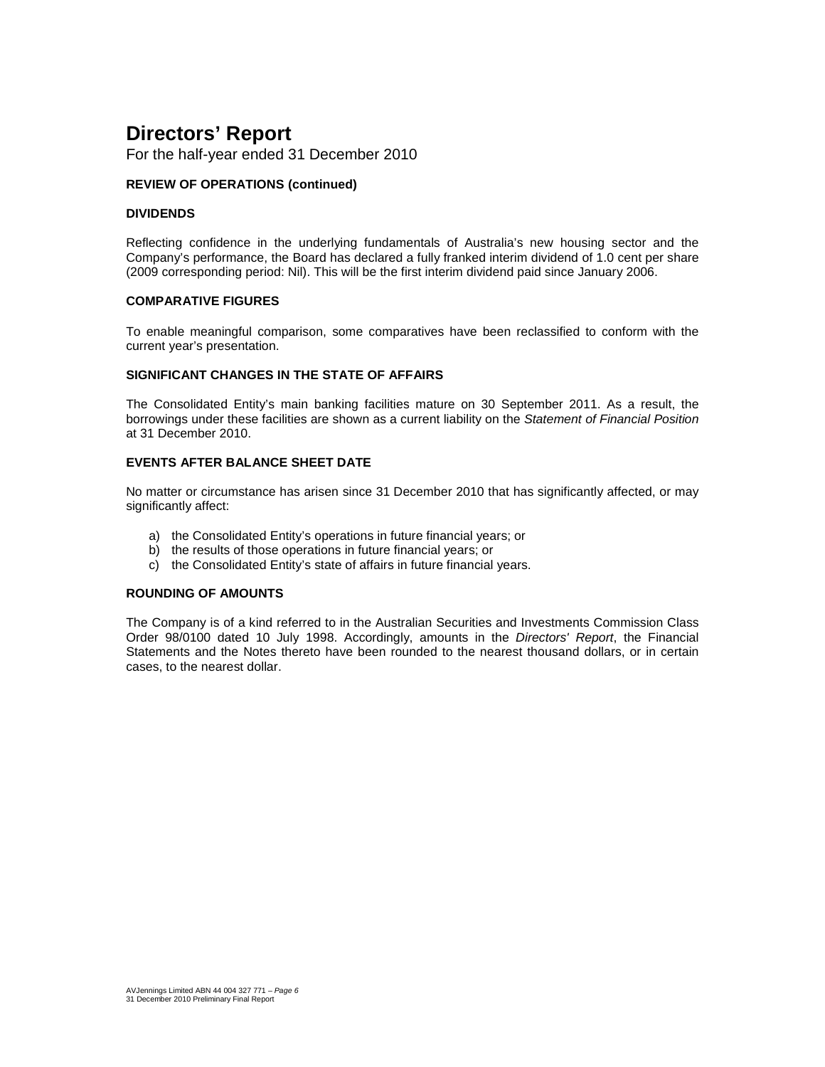# Directors' Report

For the half-year ended 31 December 2010

**REVIEW OF OPERATIONS (continued)**

**DIVIDENDS**

Reflecting confidence in the underlying fundamentals of Australia's new housing sector and the Company's performance, the Board has declared a fully franked interim dividend of 1.0 cent per share (2009 corresponding period: Nil). This will be the first interim dividend paid since January 2006.

**COMPARATIVE FIGURES**

To enable meaningful comparison, some comparatives have been reclassified to conform with the current year's presentation.

**SIGNIFICANT CHANGES IN THE STATE OF AFFAIRS**

The Consolidated Entity's main banking facilities mature on 30 September 2011. As a result, the borrowings under these facilities are shown as a current liability on the *Statement of Financial Position* at 31 December 2010.

**EVENTS AFTER BALANCE SHEET DATE**

No matter or circumstance has arisen since 31 December 2010 that has significantly affected, or may significantly affect:

a) the Consolidated Entity's operations in future financial years; or
b) the results of those operations in future financial years; or
c) the Consolidated Entity's state of affairs in future financial years.

**ROUNDING OF AMOUNTS**

The Company is of a kind referred to in the Australian Securities and Investments Commission Class Order 98/0100 dated 10 July 1998. Accordingly, amounts in the *Directors' Report*, the Financial Statements and the Notes thereto have been rounded to the nearest thousand dollars, or in certain cases, to the nearest dollar.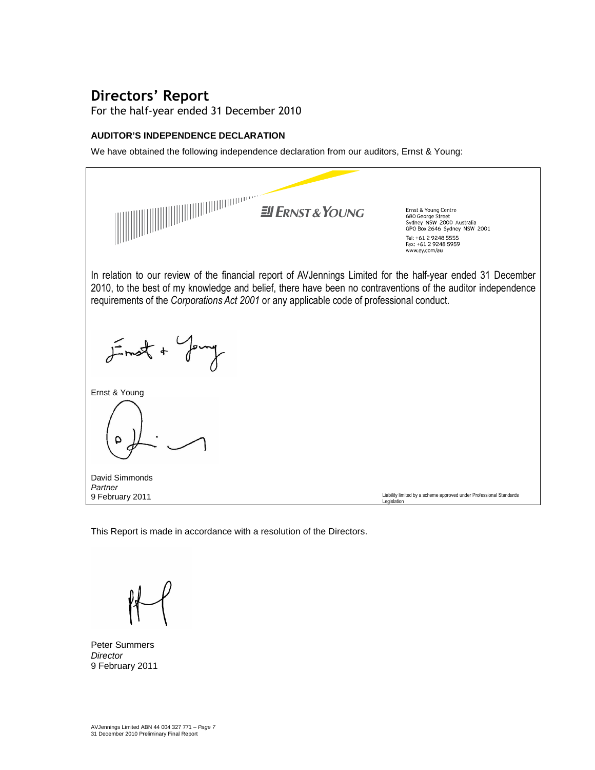# Directors' Report

For the half-year ended 31 December 2010

**AUDITOR'S INDEPENDENCE DECLARATION**

We have obtained the following independence declaration from our auditors, Ernst & Young:

ERNST & YOUNG

Ernst & Young Centre
680 George Street
Sydney NSW 2000 Australia
GPO Box 2646 Sydney NSW 2001

Tel: +61 2 9248 5555
Fax: +61 2 9248 5959
www.ey.com/au

In relation to our review of the financial report of AVJennings Limited for the half-year ended 31 December 2010, to the best of my knowledge and belief, there have been no contraventions of the auditor independence requirements of the *Corporations Act 2001* or any applicable code of professional conduct.

Ernst & Young

David Simmonds
*Partner*
9 February 2011

Liability limited by a scheme approved under Professional Standards Legislation

This Report is made in accordance with a resolution of the Directors.

Peter Summers
*Director*
9 February 2011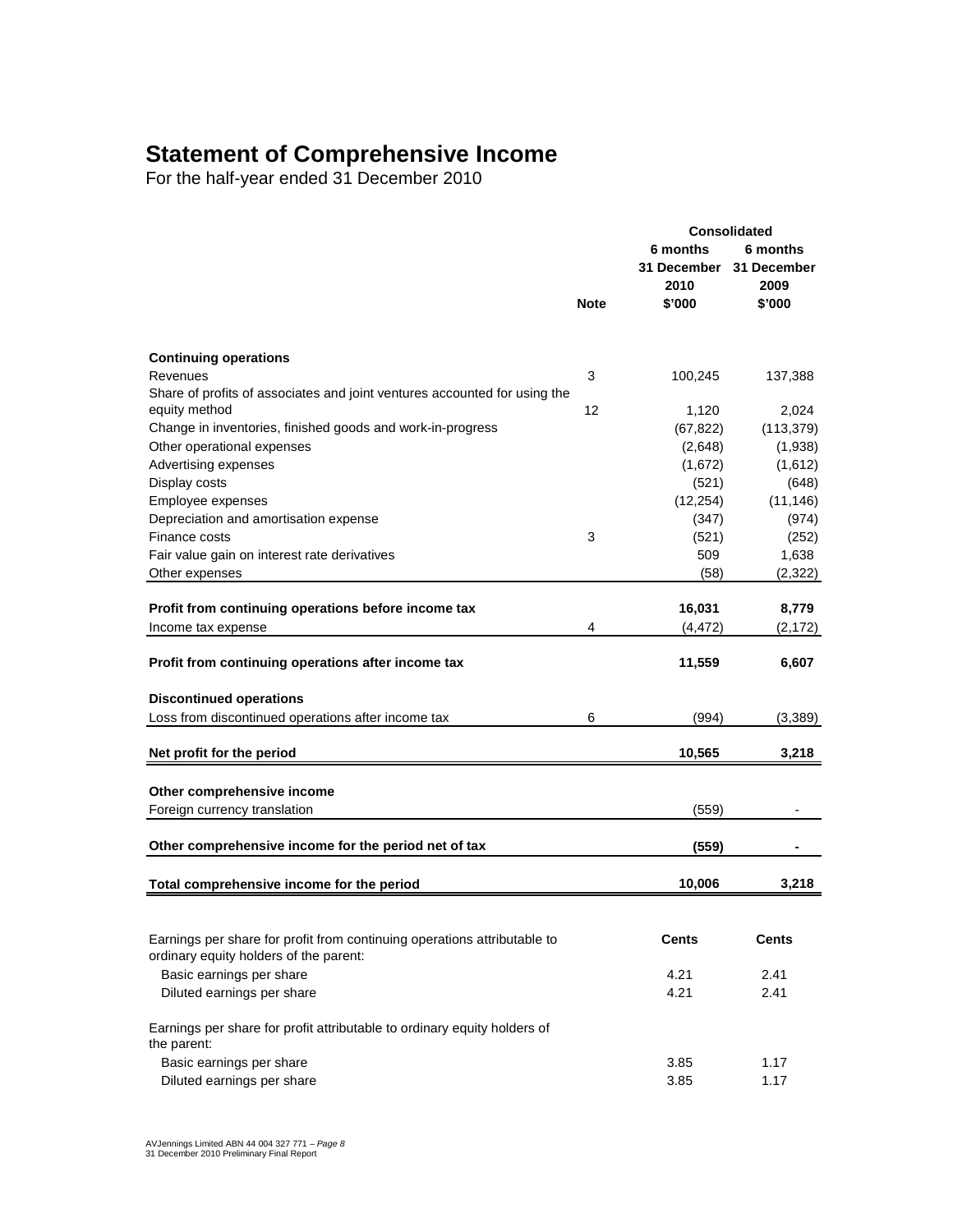# Statement of Comprehensive Income

For the half-year ended 31 December 2010

| | Note | Consolidated 6 months 31 December 2010 $'000 | Consolidated 6 months 31 December 2009 $'000 |
|---|---|---|---|
| **Continuing operations** | | | |
| Revenues | 3 | 100,245 | 137,388 |
| Share of profits of associates and joint ventures accounted for using the equity method | 12 | 1,120 | 2,024 |
| Change in inventories, finished goods and work-in-progress | | (67,822) | (113,379) |
| Other operational expenses | | (2,648) | (1,938) |
| Advertising expenses | | (1,672) | (1,612) |
| Display costs | | (521) | (648) |
| Employee expenses | | (12,254) | (11,146) |
| Depreciation and amortisation expense | | (347) | (974) |
| Finance costs | 3 | (521) | (252) |
| Fair value gain on interest rate derivatives | | 509 | 1,638 |
| Other expenses | | (58) | (2,322) |
| **Profit from continuing operations before income tax** | | **16,031** | **8,779** |
| Income tax expense | 4 | (4,472) | (2,172) |
| **Profit from continuing operations after income tax** | | **11,559** | **6,607** |
| **Discontinued operations** | | | |
| Loss from discontinued operations after income tax | 6 | (994) | (3,389) |
| **Net profit for the period** | | **10,565** | **3,218** |
| **Other comprehensive income** | | | |
| Foreign currency translation | | (559) | - |
| **Other comprehensive income for the period net of tax** | | **(559)** | **-** |
| **Total comprehensive income for the period** | | **10,006** | **3,218** |

| | Cents | Cents |
|---|---|---|
| Earnings per share for profit from continuing operations attributable to ordinary equity holders of the parent: | | |
| Basic earnings per share | 4.21 | 2.41 |
| Diluted earnings per share | 4.21 | 2.41 |
| Earnings per share for profit attributable to ordinary equity holders of the parent: | | |
| Basic earnings per share | 3.85 | 1.17 |
| Diluted earnings per share | 3.85 | 1.17 |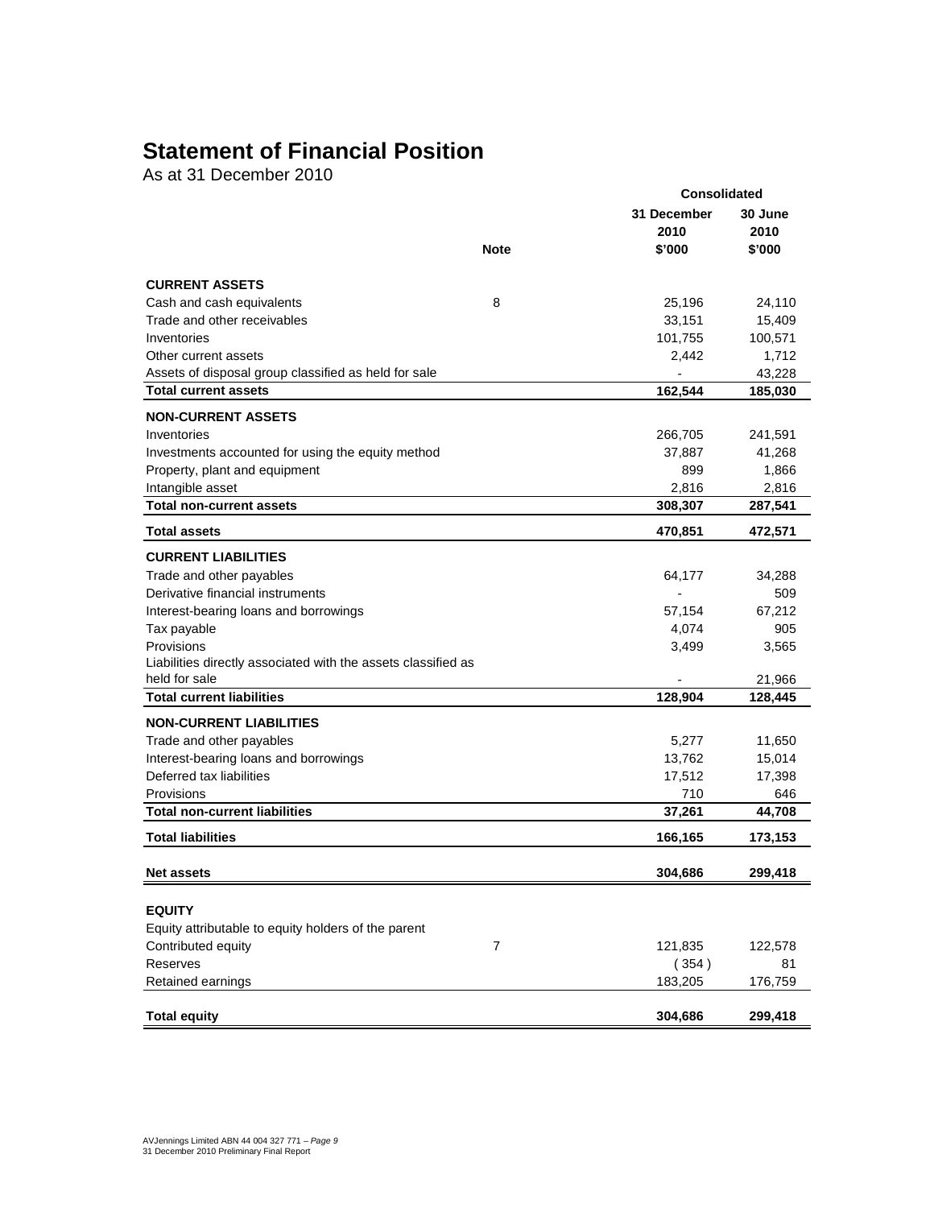# Statement of Financial Position

As at 31 December 2010

| | Note | Consolidated 31 December 2010 $'000 | Consolidated 30 June 2010 $'000 |
|---|---|---|---|
| **CURRENT ASSETS** | | | |
| Cash and cash equivalents | 8 | 25,196 | 24,110 |
| Trade and other receivables | | 33,151 | 15,409 |
| Inventories | | 101,755 | 100,571 |
| Other current assets | | 2,442 | 1,712 |
| Assets of disposal group classified as held for sale | | - | 43,228 |
| **Total current assets** | | **162,544** | **185,030** |
| **NON-CURRENT ASSETS** | | | |
| Inventories | | 266,705 | 241,591 |
| Investments accounted for using the equity method | | 37,887 | 41,268 |
| Property, plant and equipment | | 899 | 1,866 |
| Intangible asset | | 2,816 | 2,816 |
| **Total non-current assets** | | **308,307** | **287,541** |
| **Total assets** | | **470,851** | **472,571** |
| **CURRENT LIABILITIES** | | | |
| Trade and other payables | | 64,177 | 34,288 |
| Derivative financial instruments | | - | 509 |
| Interest-bearing loans and borrowings | | 57,154 | 67,212 |
| Tax payable | | 4,074 | 905 |
| Provisions | | 3,499 | 3,565 |
| Liabilities directly associated with the assets classified as held for sale | | - | 21,966 |
| **Total current liabilities** | | **128,904** | **128,445** |
| **NON-CURRENT LIABILITIES** | | | |
| Trade and other payables | | 5,277 | 11,650 |
| Interest-bearing loans and borrowings | | 13,762 | 15,014 |
| Deferred tax liabilities | | 17,512 | 17,398 |
| Provisions | | 710 | 646 |
| **Total non-current liabilities** | | **37,261** | **44,708** |
| **Total liabilities** | | **166,165** | **173,153** |
| **Net assets** | | **304,686** | **299,418** |
| **EQUITY** | | | |
| Equity attributable to equity holders of the parent | | | |
| Contributed equity | 7 | 121,835 | 122,578 |
| Reserves | | ( 354 ) | 81 |
| Retained earnings | | 183,205 | 176,759 |
| **Total equity** | | **304,686** | **299,418** |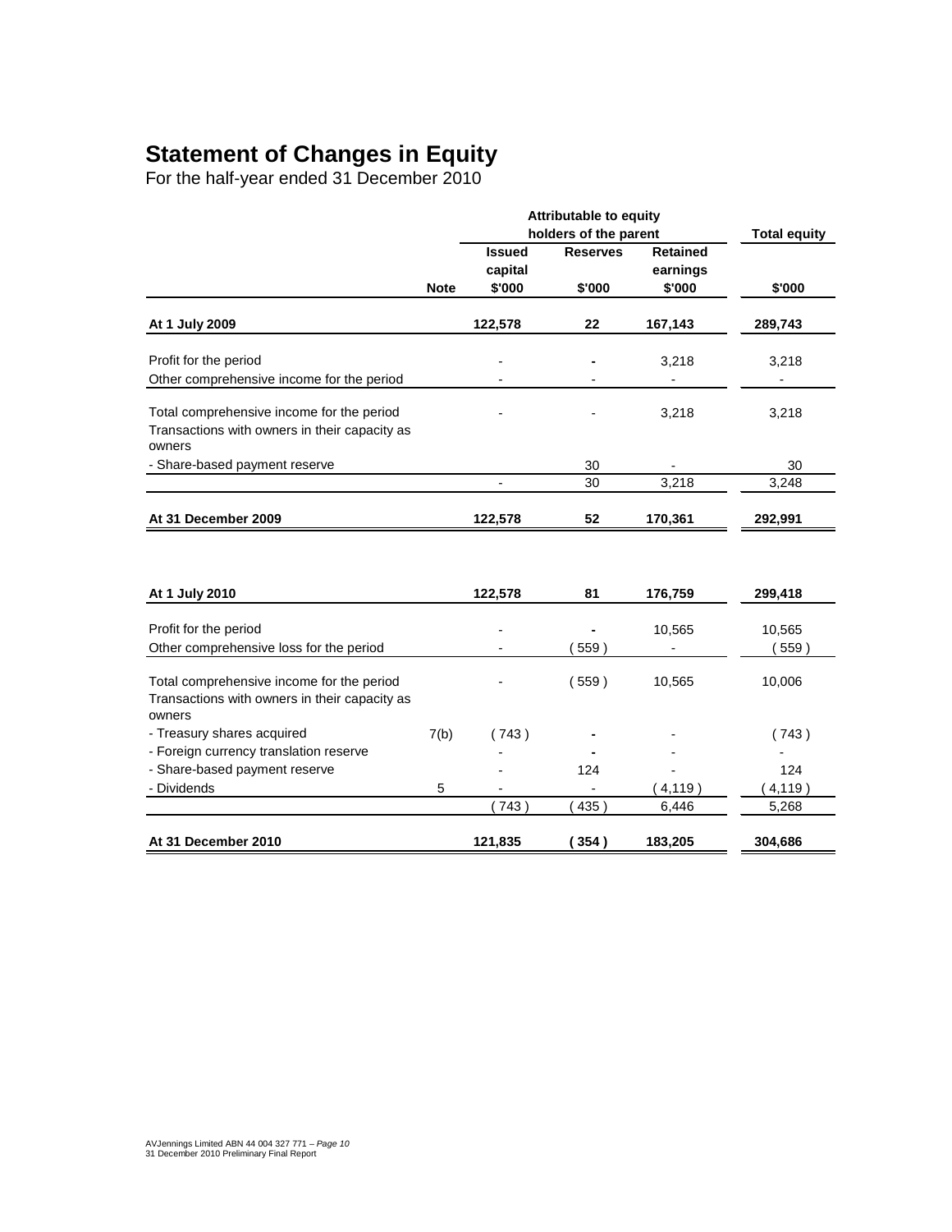# Statement of Changes in Equity

For the half-year ended 31 December 2010

| | Note | Attributable to equity holders of the parent | | | Total equity |
|---|---|---|---|---|---|
| | | Issued capital | Reserves | Retained earnings | |
| | | $'000 | $'000 | $'000 | $'000 |
| **At 1 July 2009** | | **122,578** | **22** | **167,143** | **289,743** |
| Profit for the period | | - | - | 3,218 | 3,218 |
| Other comprehensive income for the period | | - | - | - | - |
| Total comprehensive income for the period | | - | - | 3,218 | 3,218 |
| Transactions with owners in their capacity as owners | | | | | |
| - Share-based payment reserve | | | 30 | - | 30 |
| | | - | 30 | 3,218 | 3,248 |
| **At 31 December 2009** | | **122,578** | **52** | **170,361** | **292,991** |
| | | | | | |
| **At 1 July 2010** | | **122,578** | **81** | **176,759** | **299,418** |
| Profit for the period | | - | - | 10,565 | 10,565 |
| Other comprehensive loss for the period | | - | ( 559 ) | - | ( 559 ) |
| Total comprehensive income for the period | | - | ( 559 ) | 10,565 | 10,006 |
| Transactions with owners in their capacity as owners | | | | | |
| - Treasury shares acquired | 7(b) | ( 743 ) | - | - | ( 743 ) |
| - Foreign currency translation reserve | | - | - | - | - |
| - Share-based payment reserve | | - | 124 | - | 124 |
| - Dividends | 5 | - | - | ( 4,119 ) | ( 4,119 ) |
| | | ( 743 ) | ( 435 ) | 6,446 | 5,268 |
| **At 31 December 2010** | | **121,835** | **( 354 )** | **183,205** | **304,686** |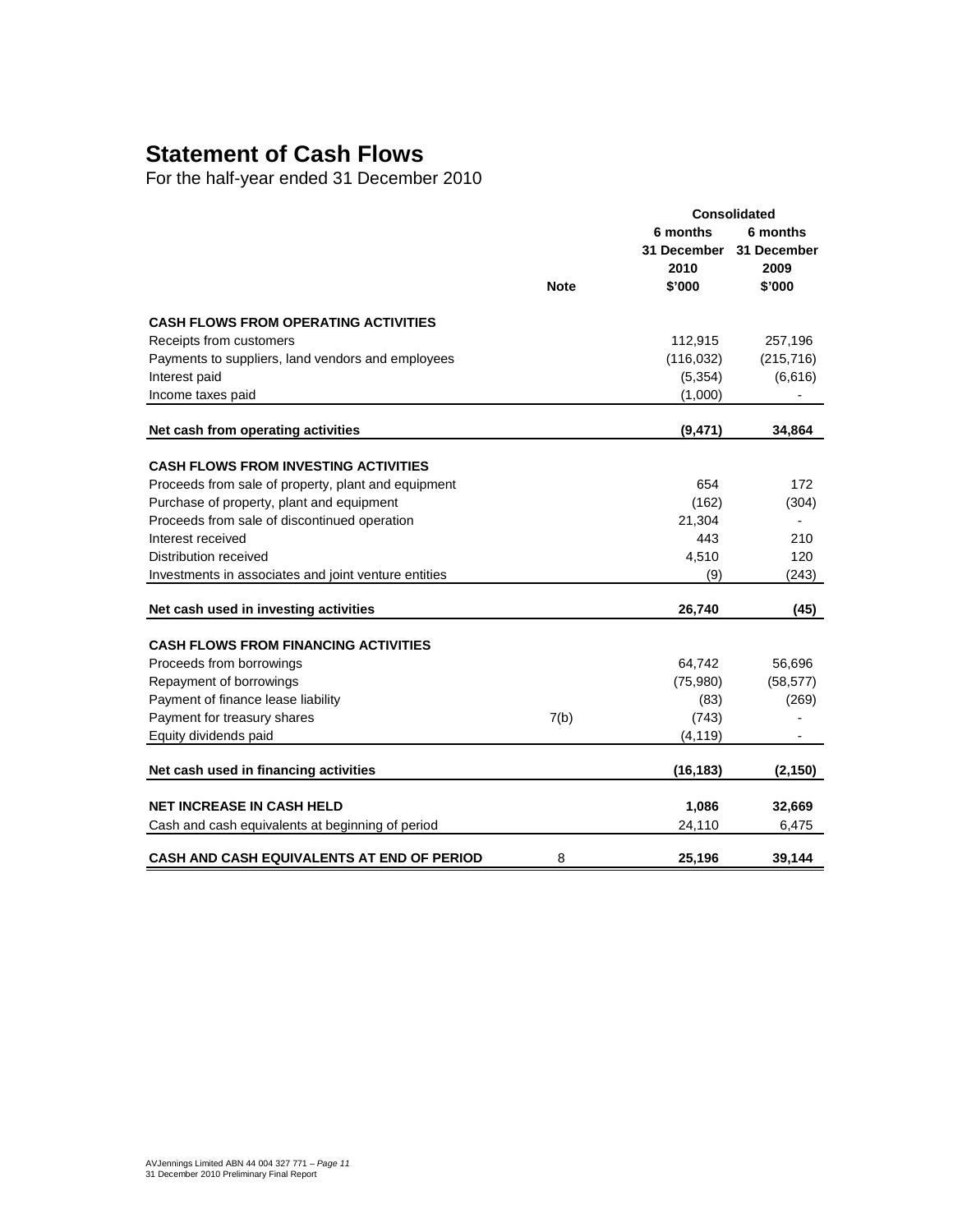# Statement of Cash Flows

For the half-year ended 31 December 2010

| | Note | Consolidated 6 months 31 December 2010 $'000 | 6 months 31 December 2009 $'000 |
|---|---|---|---|
| **CASH FLOWS FROM OPERATING ACTIVITIES** | | | |
| Receipts from customers | | 112,915 | 257,196 |
| Payments to suppliers, land vendors and employees | | (116,032) | (215,716) |
| Interest paid | | (5,354) | (6,616) |
| Income taxes paid | | (1,000) | - |
| **Net cash from operating activities** | | **(9,471)** | **34,864** |
| **CASH FLOWS FROM INVESTING ACTIVITIES** | | | |
| Proceeds from sale of property, plant and equipment | | 654 | 172 |
| Purchase of property, plant and equipment | | (162) | (304) |
| Proceeds from sale of discontinued operation | | 21,304 | - |
| Interest received | | 443 | 210 |
| Distribution received | | 4,510 | 120 |
| Investments in associates and joint venture entities | | (9) | (243) |
| **Net cash used in investing activities** | | **26,740** | **(45)** |
| **CASH FLOWS FROM FINANCING ACTIVITIES** | | | |
| Proceeds from borrowings | | 64,742 | 56,696 |
| Repayment of borrowings | | (75,980) | (58,577) |
| Payment of finance lease liability | | (83) | (269) |
| Payment for treasury shares | 7(b) | (743) | - |
| Equity dividends paid | | (4,119) | - |
| **Net cash used in financing activities** | | **(16,183)** | **(2,150)** |
| **NET INCREASE IN CASH HELD** | | **1,086** | **32,669** |
| Cash and cash equivalents at beginning of period | | 24,110 | 6,475 |
| **CASH AND CASH EQUIVALENTS AT END OF PERIOD** | 8 | **25,196** | **39,144** |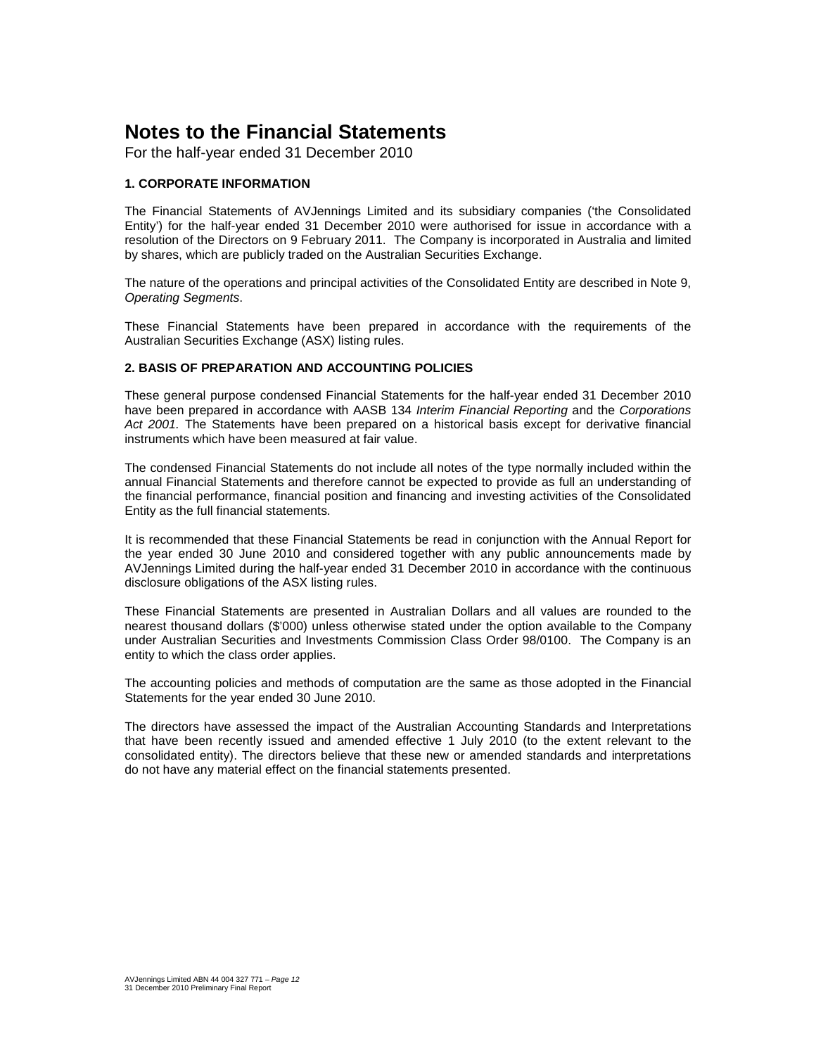# Notes to the Financial Statements

For the half-year ended 31 December 2010

### 1. CORPORATE INFORMATION

The Financial Statements of AVJennings Limited and its subsidiary companies ('the Consolidated Entity') for the half-year ended 31 December 2010 were authorised for issue in accordance with a resolution of the Directors on 9 February 2011. The Company is incorporated in Australia and limited by shares, which are publicly traded on the Australian Securities Exchange.

The nature of the operations and principal activities of the Consolidated Entity are described in Note 9, *Operating Segments*.

These Financial Statements have been prepared in accordance with the requirements of the Australian Securities Exchange (ASX) listing rules.

### 2. BASIS OF PREPARATION AND ACCOUNTING POLICIES

These general purpose condensed Financial Statements for the half-year ended 31 December 2010 have been prepared in accordance with AASB 134 *Interim Financial Reporting* and the *Corporations Act 2001*. The Statements have been prepared on a historical basis except for derivative financial instruments which have been measured at fair value.

The condensed Financial Statements do not include all notes of the type normally included within the annual Financial Statements and therefore cannot be expected to provide as full an understanding of the financial performance, financial position and financing and investing activities of the Consolidated Entity as the full financial statements.

It is recommended that these Financial Statements be read in conjunction with the Annual Report for the year ended 30 June 2010 and considered together with any public announcements made by AVJennings Limited during the half-year ended 31 December 2010 in accordance with the continuous disclosure obligations of the ASX listing rules.

These Financial Statements are presented in Australian Dollars and all values are rounded to the nearest thousand dollars ($'000) unless otherwise stated under the option available to the Company under Australian Securities and Investments Commission Class Order 98/0100. The Company is an entity to which the class order applies.

The accounting policies and methods of computation are the same as those adopted in the Financial Statements for the year ended 30 June 2010.

The directors have assessed the impact of the Australian Accounting Standards and Interpretations that have been recently issued and amended effective 1 July 2010 (to the extent relevant to the consolidated entity). The directors believe that these new or amended standards and interpretations do not have any material effect on the financial statements presented.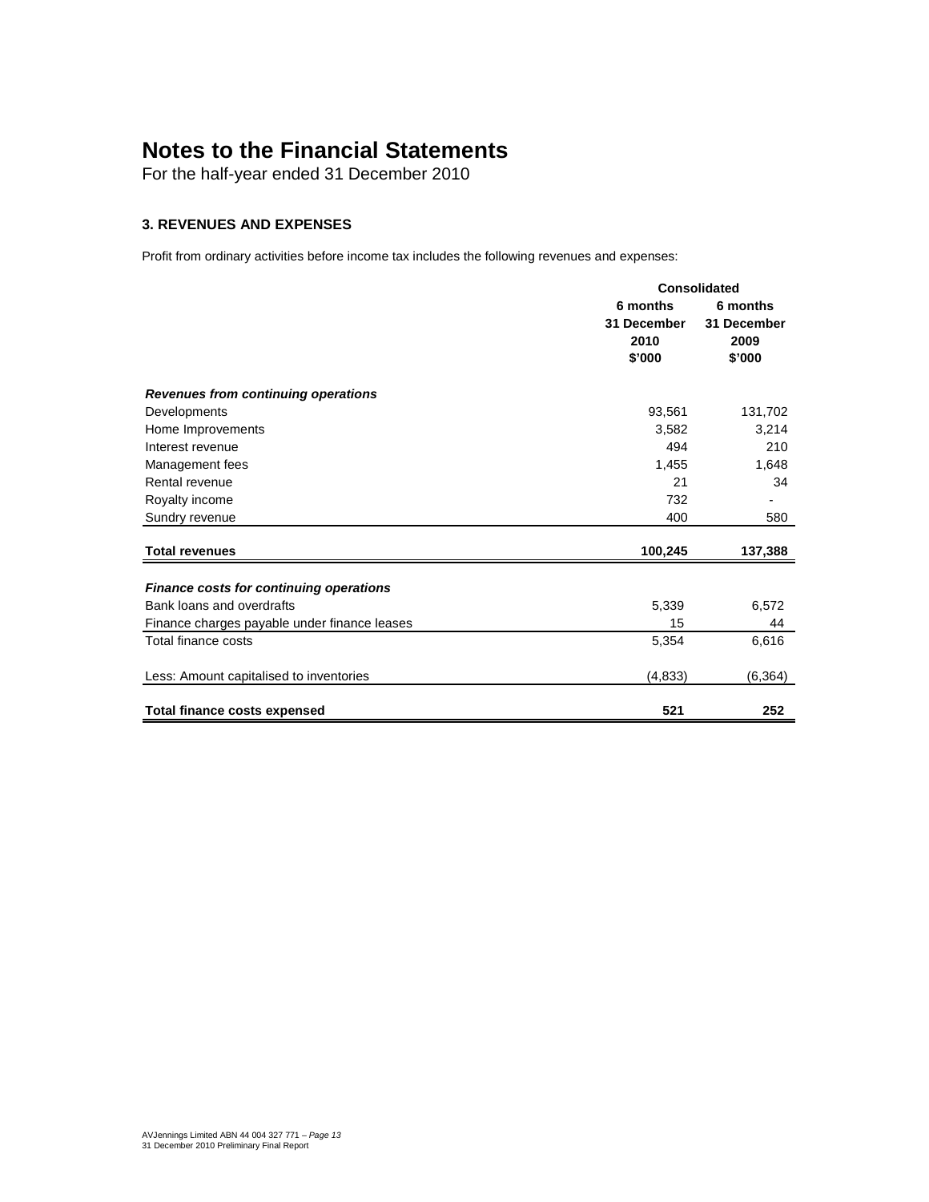# Notes to the Financial Statements

For the half-year ended 31 December 2010

### 3. REVENUES AND EXPENSES

Profit from ordinary activities before income tax includes the following revenues and expenses:

| | Consolidated | |
|---|---|---|
| | 6 months 31 December 2010 $'000 | 6 months 31 December 2009 $'000 |
| ***Revenues from continuing operations*** | | |
| Developments | 93,561 | 131,702 |
| Home Improvements | 3,582 | 3,214 |
| Interest revenue | 494 | 210 |
| Management fees | 1,455 | 1,648 |
| Rental revenue | 21 | 34 |
| Royalty income | 732 | - |
| Sundry revenue | 400 | 580 |
| **Total revenues** | **100,245** | **137,388** |
| ***Finance costs for continuing operations*** | | |
| Bank loans and overdrafts | 5,339 | 6,572 |
| Finance charges payable under finance leases | 15 | 44 |
| Total finance costs | 5,354 | 6,616 |
| Less: Amount capitalised to inventories | (4,833) | (6,364) |
| **Total finance costs expensed** | **521** | **252** |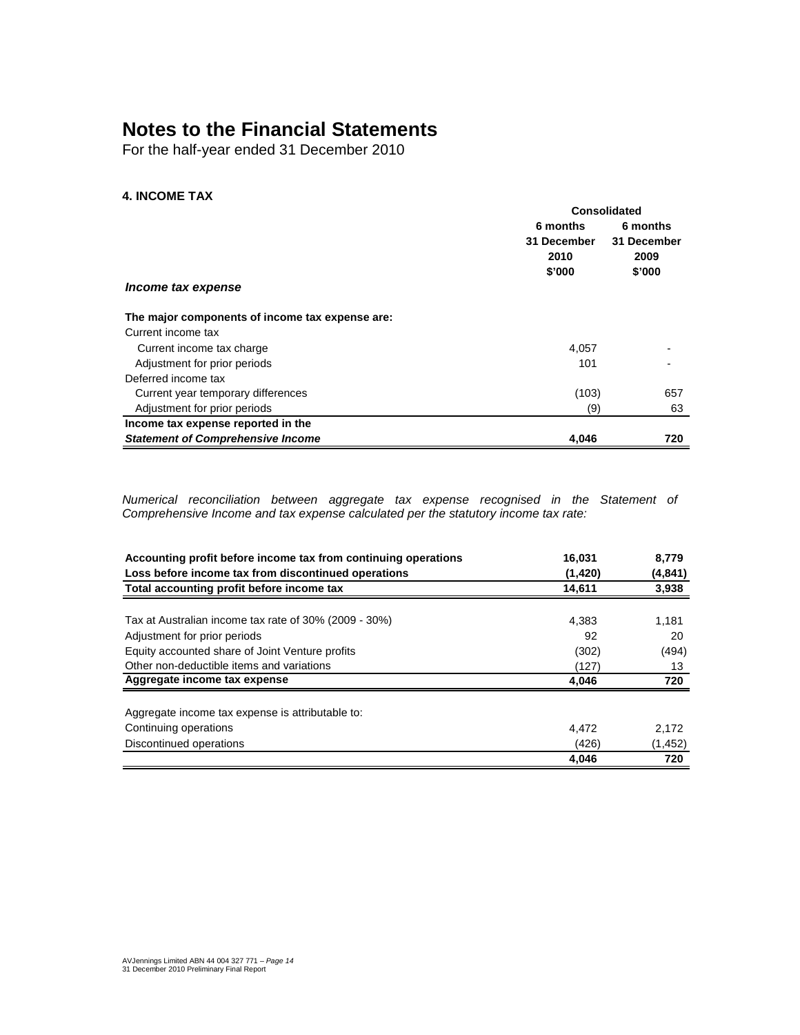# Notes to the Financial Statements

For the half-year ended 31 December 2010

### 4. INCOME TAX

| | Consolidated | |
|---|---|---|
| | **6 months 31 December 2010 \$'000** | **6 months 31 December 2009 \$'000** |
| ***Income tax expense*** | | |
| **The major components of income tax expense are:** | | |
| Current income tax | | |
| Current income tax charge | 4,057 | - |
| Adjustment for prior periods | 101 | - |
| Deferred income tax | | |
| Current year temporary differences | (103) | 657 |
| Adjustment for prior periods | (9) | 63 |
| **Income tax expense reported in the *Statement of Comprehensive Income*** | **4,046** | **720** |

*Numerical reconciliation between aggregate tax expense recognised in the Statement of Comprehensive Income and tax expense calculated per the statutory income tax rate:*

| | 2010 | 2009 |
|---|---|---|
| **Accounting profit before income tax from continuing operations** | **16,031** | **8,779** |
| **Loss before income tax from discontinued operations** | **(1,420)** | **(4,841)** |
| **Total accounting profit before income tax** | **14,611** | **3,938** |
| | | |
| Tax at Australian income tax rate of 30% (2009 - 30%) | 4,383 | 1,181 |
| Adjustment for prior periods | 92 | 20 |
| Equity accounted share of Joint Venture profits | (302) | (494) |
| Other non-deductible items and variations | (127) | 13 |
| **Aggregate income tax expense** | **4,046** | **720** |
| | | |
| Aggregate income tax expense is attributable to: | | |
| Continuing operations | 4,472 | 2,172 |
| Discontinued operations | (426) | (1,452) |
| | **4,046** | **720** |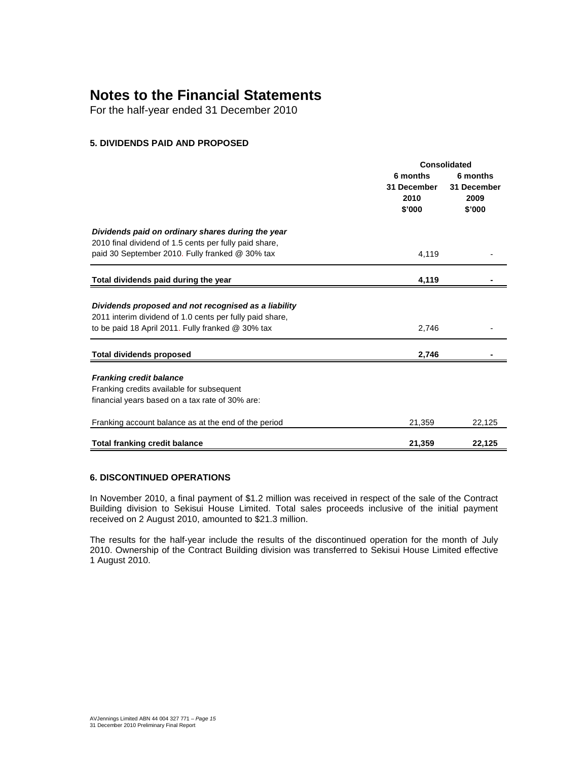# Notes to the Financial Statements

For the half-year ended 31 December 2010

### 5. DIVIDENDS PAID AND PROPOSED

| | Consolidated | |
|---|---|---|
| | 6 months 31 December 2010 $'000 | 6 months 31 December 2009 $'000 |
| ***Dividends paid on ordinary shares during the year*** | | |
| 2010 final dividend of 1.5 cents per fully paid share, paid 30 September 2010. Fully franked @ 30% tax | 4,119 | - |
| **Total dividends paid during the year** | **4,119** | **-** |
| ***Dividends proposed and not recognised as a liability*** | | |
| 2011 interim dividend of 1.0 cents per fully paid share, to be paid 18 April 2011. Fully franked @ 30% tax | 2,746 | - |
| **Total dividends proposed** | **2,746** | **-** |
| ***Franking credit balance*** | | |
| Franking credits available for subsequent financial years based on a tax rate of 30% are: | | |
| Franking account balance as at the end of the period | 21,359 | 22,125 |
| **Total franking credit balance** | **21,359** | **22,125** |

### 6. DISCONTINUED OPERATIONS

In November 2010, a final payment of $1.2 million was received in respect of the sale of the Contract Building division to Sekisui House Limited. Total sales proceeds inclusive of the initial payment received on 2 August 2010, amounted to $21.3 million.

The results for the half-year include the results of the discontinued operation for the month of July 2010. Ownership of the Contract Building division was transferred to Sekisui House Limited effective 1 August 2010.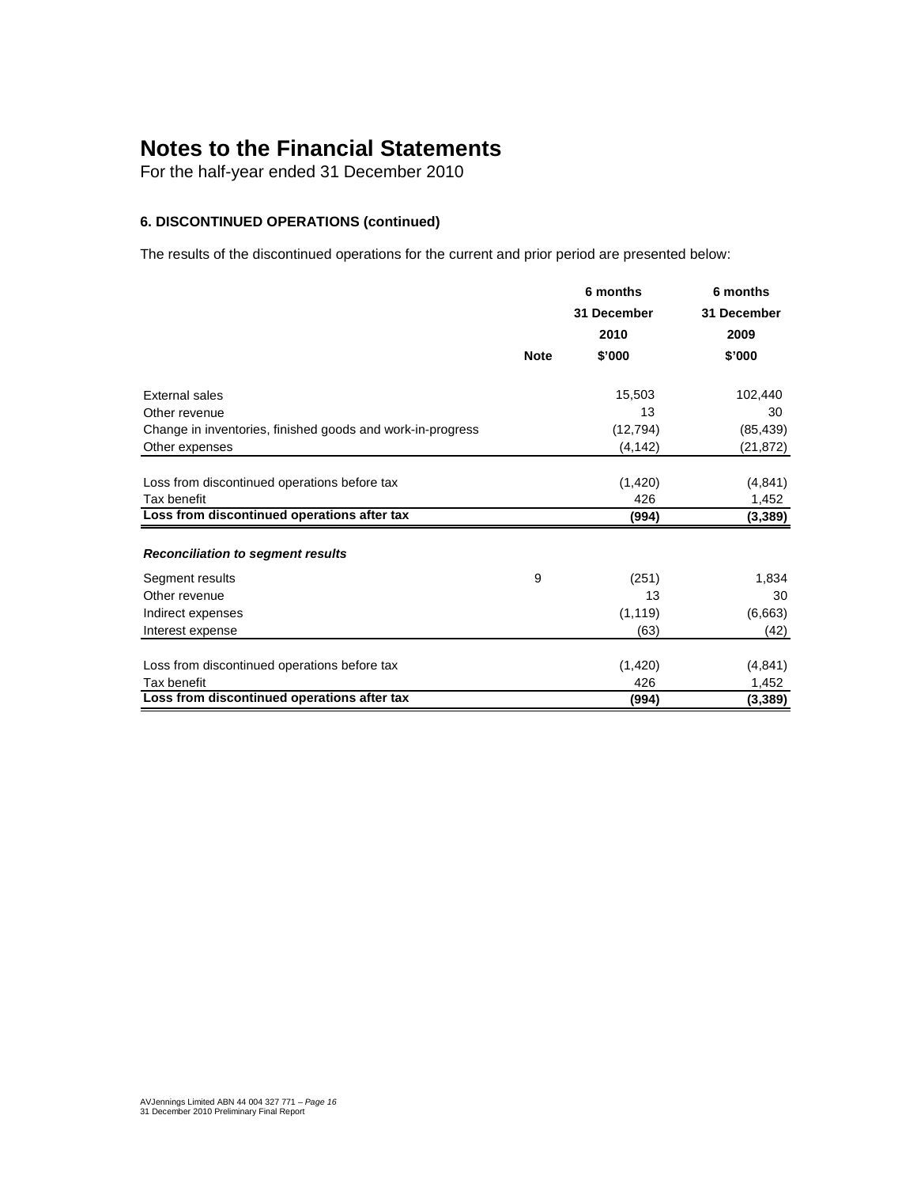# Notes to the Financial Statements

For the half-year ended 31 December 2010

### 6. DISCONTINUED OPERATIONS (continued)

The results of the discontinued operations for the current and prior period are presented below:

| | Note | 6 months 31 December 2010 $'000 | 6 months 31 December 2009 $'000 |
|---|---|---|---|
| External sales | | 15,503 | 102,440 |
| Other revenue | | 13 | 30 |
| Change in inventories, finished goods and work-in-progress | | (12,794) | (85,439) |
| Other expenses | | (4,142) | (21,872) |
| Loss from discontinued operations before tax | | (1,420) | (4,841) |
| Tax benefit | | 426 | 1,452 |
| **Loss from discontinued operations after tax** | | **(994)** | **(3,389)** |
| ***Reconciliation to segment results*** | | | |
| Segment results | 9 | (251) | 1,834 |
| Other revenue | | 13 | 30 |
| Indirect expenses | | (1,119) | (6,663) |
| Interest expense | | (63) | (42) |
| Loss from discontinued operations before tax | | (1,420) | (4,841) |
| Tax benefit | | 426 | 1,452 |
| **Loss from discontinued operations after tax** | | **(994)** | **(3,389)** |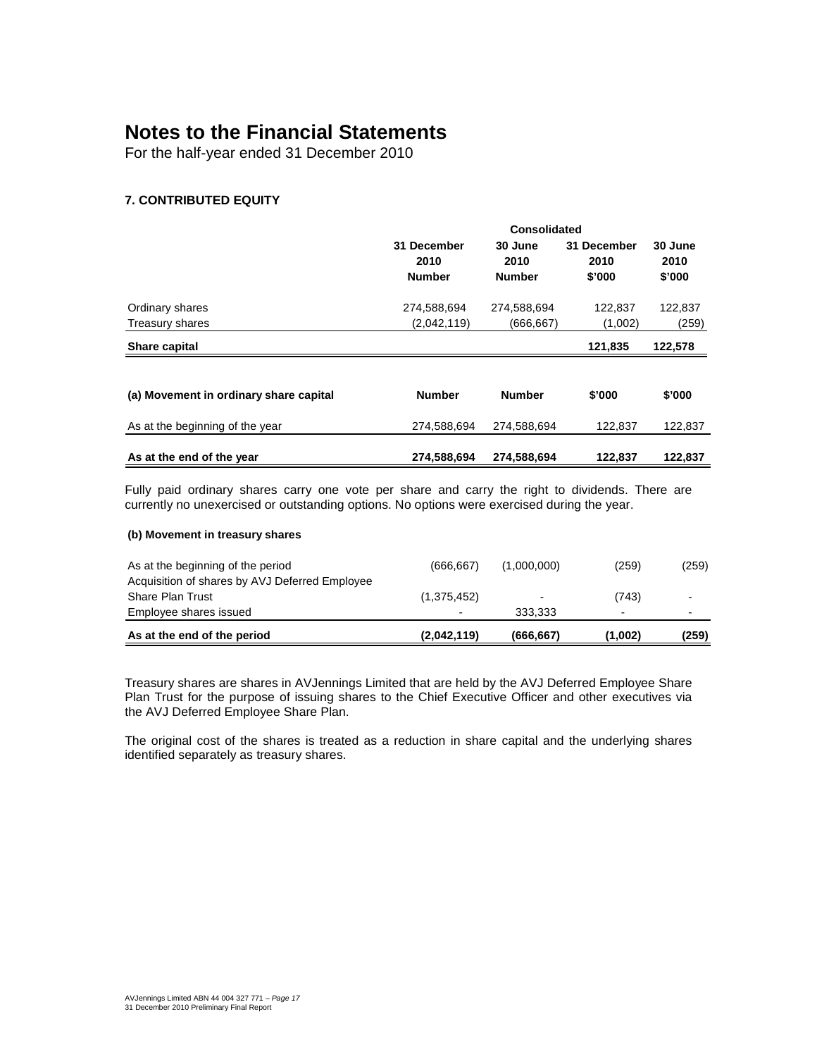# Notes to the Financial Statements

For the half-year ended 31 December 2010

### 7. CONTRIBUTED EQUITY

| | Consolidated | | | |
|---|---|---|---|---|
| | 31 December 2010 Number | 30 June 2010 Number | 31 December 2010 $'000 | 30 June 2010 $'000 |
| Ordinary shares | 274,588,694 | 274,588,694 | 122,837 | 122,837 |
| Treasury shares | (2,042,119) | (666,667) | (1,002) | (259) |
| **Share capital** | | | **121,835** | **122,578** |

| **(a) Movement in ordinary share capital** | **Number** | **Number** | **$'000** | **$'000** |
|---|---|---|---|---|
| As at the beginning of the year | 274,588,694 | 274,588,694 | 122,837 | 122,837 |
| **As at the end of the year** | **274,588,694** | **274,588,694** | **122,837** | **122,837** |

Fully paid ordinary shares carry one vote per share and carry the right to dividends. There are currently no unexercised or outstanding options. No options were exercised during the year.

**(b) Movement in treasury shares**

| | | | | |
|---|---|---|---|---|
| As at the beginning of the period | (666,667) | (1,000,000) | (259) | (259) |
| Acquisition of shares by AVJ Deferred Employee Share Plan Trust | (1,375,452) | - | (743) | - |
| Employee shares issued | - | 333,333 | - | - |
| **As at the end of the period** | **(2,042,119)** | **(666,667)** | **(1,002)** | **(259)** |

Treasury shares are shares in AVJennings Limited that are held by the AVJ Deferred Employee Share Plan Trust for the purpose of issuing shares to the Chief Executive Officer and other executives via the AVJ Deferred Employee Share Plan.

The original cost of the shares is treated as a reduction in share capital and the underlying shares identified separately as treasury shares.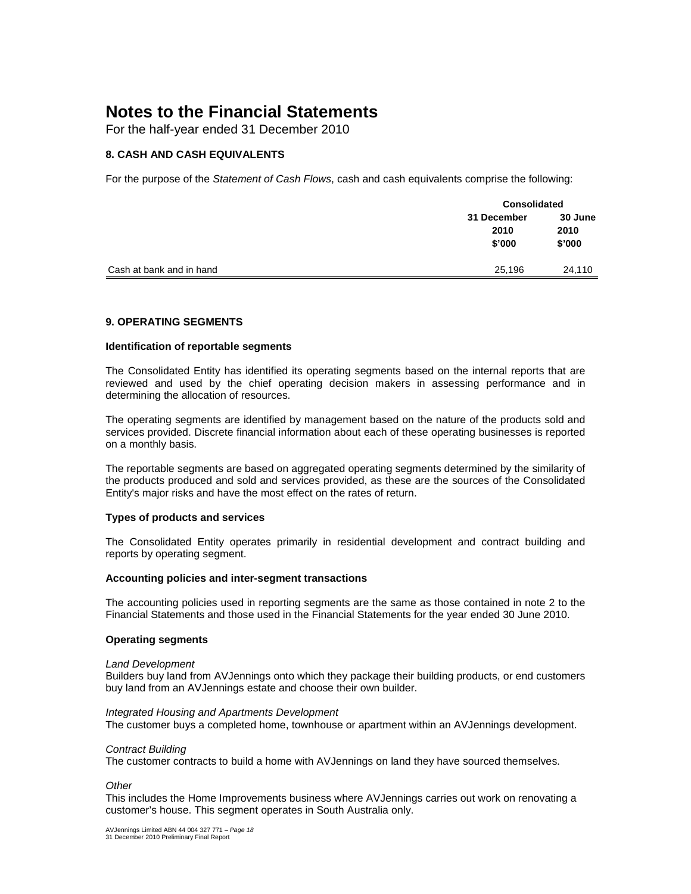# Notes to the Financial Statements

For the half-year ended 31 December 2010

### 8. CASH AND CASH EQUIVALENTS

For the purpose of the *Statement of Cash Flows*, cash and cash equivalents comprise the following:

| | Consolidated | |
|---|---|---|
| | **31 December 2010 \$'000** | **30 June 2010 \$'000** |
| Cash at bank and in hand | 25,196 | 24,110 |

### 9. OPERATING SEGMENTS

**Identification of reportable segments**

The Consolidated Entity has identified its operating segments based on the internal reports that are reviewed and used by the chief operating decision makers in assessing performance and in determining the allocation of resources.

The operating segments are identified by management based on the nature of the products sold and services provided. Discrete financial information about each of these operating businesses is reported on a monthly basis.

The reportable segments are based on aggregated operating segments determined by the similarity of the products produced and sold and services provided, as these are the sources of the Consolidated Entity's major risks and have the most effect on the rates of return.

**Types of products and services**

The Consolidated Entity operates primarily in residential development and contract building and reports by operating segment.

**Accounting policies and inter-segment transactions**

The accounting policies used in reporting segments are the same as those contained in note 2 to the Financial Statements and those used in the Financial Statements for the year ended 30 June 2010.

**Operating segments**

*Land Development*
Builders buy land from AVJennings onto which they package their building products, or end customers buy land from an AVJennings estate and choose their own builder.

*Integrated Housing and Apartments Development*
The customer buys a completed home, townhouse or apartment within an AVJennings development.

*Contract Building*
The customer contracts to build a home with AVJennings on land they have sourced themselves.

*Other*
This includes the Home Improvements business where AVJennings carries out work on renovating a customer's house. This segment operates in South Australia only.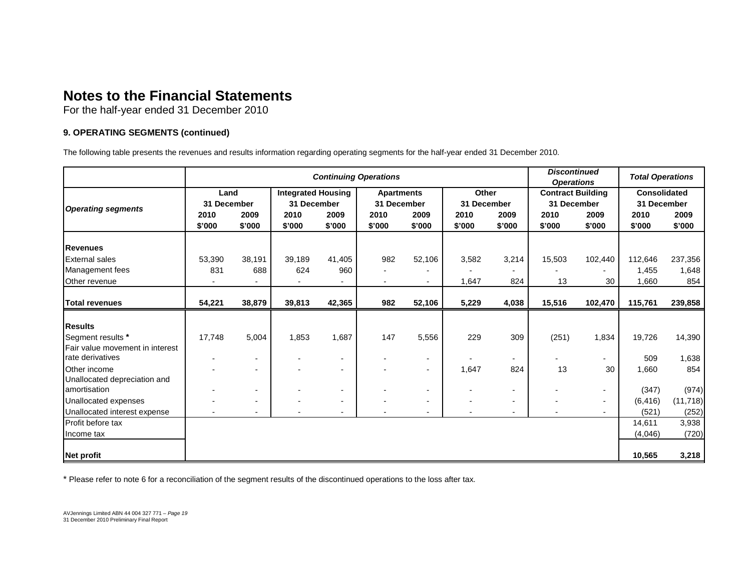# Notes to the Financial Statements

For the half-year ended 31 December 2010

### 9. OPERATING SEGMENTS (continued)

The following table presents the revenues and results information regarding operating segments for the half-year ended 31 December 2010.

| | *Continuing Operations* | | | | | | | | *Discontinued Operations* | | *Total Operations* | |
|---|---|---|---|---|---|---|---|---|---|---|---|---|
| ***Operating segments*** | **Land** | | **Integrated Housing** | | **Apartments** | | **Other** | | **Contract Building** | | **Consolidated** | |
| | **31 December** | | **31 December** | | **31 December** | | **31 December** | | **31 December** | | **31 December** | |
| | **2010** | **2009** | **2010** | **2009** | **2010** | **2009** | **2010** | **2009** | **2010** | **2009** | **2010** | **2009** |
| | **$'000** | **$'000** | **$'000** | **$'000** | **$'000** | **$'000** | **$'000** | **$'000** | **$'000** | **$'000** | **$'000** | **$'000** |
| **Revenues** | | | | | | | | | | | | |
| External sales | 53,390 | 38,191 | 39,189 | 41,405 | 982 | 52,106 | 3,582 | 3,214 | 15,503 | 102,440 | 112,646 | 237,356 |
| Management fees | 831 | 688 | 624 | 960 | - | - | - | - | - | - | 1,455 | 1,648 |
| Other revenue | - | - | - | - | - | - | 1,647 | 824 | 13 | 30 | 1,660 | 854 |
| **Total revenues** | **54,221** | **38,879** | **39,813** | **42,365** | **982** | **52,106** | **5,229** | **4,038** | **15,516** | **102,470** | **115,761** | **239,858** |
| **Results** | | | | | | | | | | | | |
| Segment results * | 17,748 | 5,004 | 1,853 | 1,687 | 147 | 5,556 | 229 | 309 | (251) | 1,834 | 19,726 | 14,390 |
| Fair value movement in interest rate derivatives | - | - | - | - | - | - | - | - | - | - | 509 | 1,638 |
| Other income | - | - | - | - | - | - | 1,647 | 824 | 13 | 30 | 1,660 | 854 |
| Unallocated depreciation and amortisation | - | - | - | - | - | - | - | - | - | - | (347) | (974) |
| Unallocated expenses | - | - | - | - | - | - | - | - | - | - | (6,416) | (11,718) |
| Unallocated interest expense | - | - | - | - | - | - | - | - | - | - | (521) | (252) |
| Profit before tax | | | | | | | | | | | 14,611 | 3,938 |
| Income tax | | | | | | | | | | | (4,046) | (720) |
| **Net profit** | | | | | | | | | | | **10,565** | **3,218** |

* Please refer to note 6 for a reconciliation of the segment results of the discontinued operations to the loss after tax.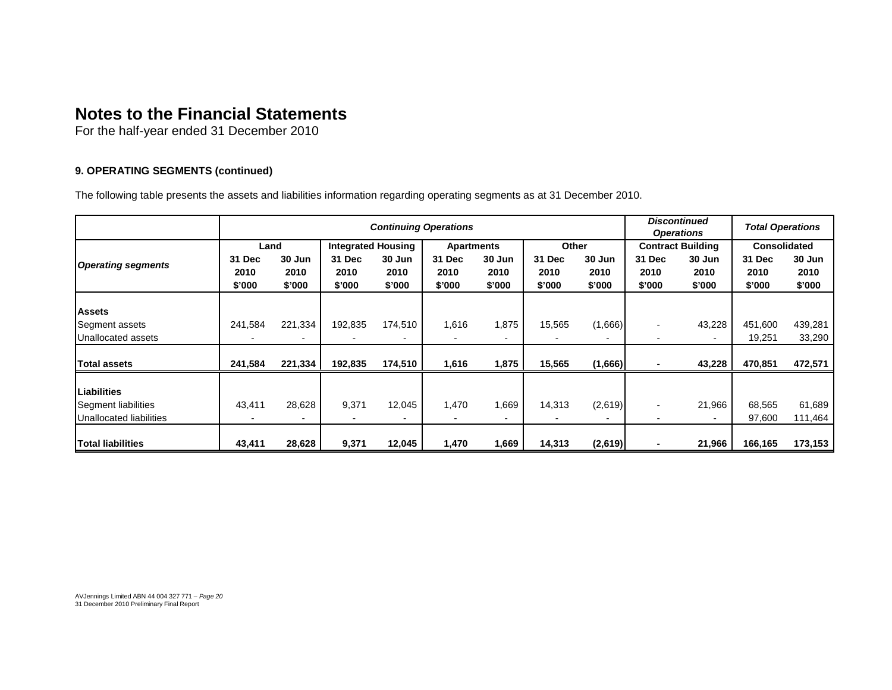# Notes to the Financial Statements

For the half-year ended 31 December 2010

### 9. OPERATING SEGMENTS (continued)

The following table presents the assets and liabilities information regarding operating segments as at 31 December 2010.

| | ***Continuing Operations*** | | | | | | | | ***Discontinued Operations*** | | ***Total Operations*** | |
|---|---|---|---|---|---|---|---|---|---|---|---|---|
| ***Operating segments*** | **Land** | | **Integrated Housing** | | **Apartments** | | **Other** | | **Contract Building** | | **Consolidated** | |
| | **31 Dec 2010 $'000** | **30 Jun 2010 $'000** | **31 Dec 2010 $'000** | **30 Jun 2010 $'000** | **31 Dec 2010 $'000** | **30 Jun 2010 $'000** | **31 Dec 2010 $'000** | **30 Jun 2010 $'000** | **31 Dec 2010 $'000** | **30 Jun 2010 $'000** | **31 Dec 2010 $'000** | **30 Jun 2010 $'000** |
| **Assets** | | | | | | | | | | | | |
| Segment assets | 241,584 | 221,334 | 192,835 | 174,510 | 1,616 | 1,875 | 15,565 | (1,666) | - | 43,228 | 451,600 | 439,281 |
| Unallocated assets | - | - | - | - | - | - | - | - | - | - | 19,251 | 33,290 |
| **Total assets** | **241,584** | **221,334** | **192,835** | **174,510** | **1,616** | **1,875** | **15,565** | **(1,666)** | **-** | **43,228** | **470,851** | **472,571** |
| **Liabilities** | | | | | | | | | | | | |
| Segment liabilities | 43,411 | 28,628 | 9,371 | 12,045 | 1,470 | 1,669 | 14,313 | (2,619) | - | 21,966 | 68,565 | 61,689 |
| Unallocated liabilities | - | - | - | - | - | - | - | - | - | - | 97,600 | 111,464 |
| **Total liabilities** | **43,411** | **28,628** | **9,371** | **12,045** | **1,470** | **1,669** | **14,313** | **(2,619)** | **-** | **21,966** | **166,165** | **173,153** |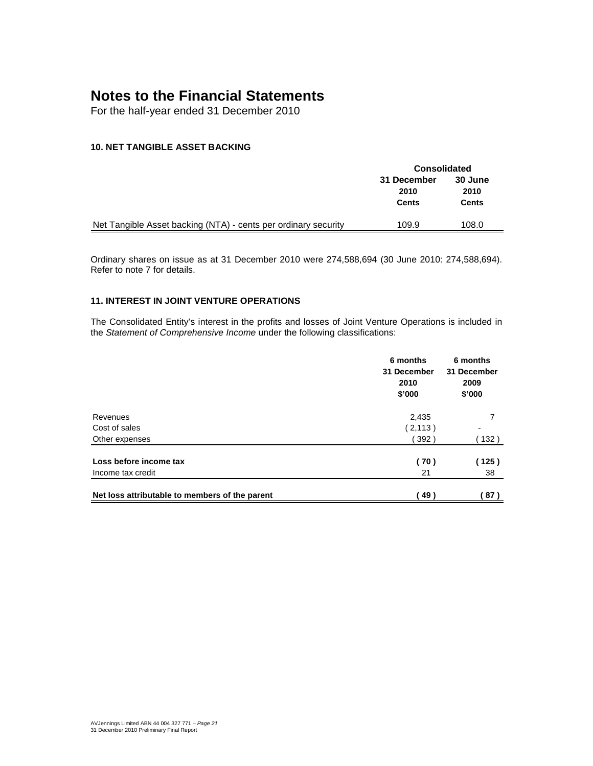# Notes to the Financial Statements

For the half-year ended 31 December 2010

### 10. NET TANGIBLE ASSET BACKING

| | Consolidated | |
|---|---|---|
| | 31 December 2010 Cents | 30 June 2010 Cents |
| Net Tangible Asset backing (NTA) - cents per ordinary security | 109.9 | 108.0 |

Ordinary shares on issue as at 31 December 2010 were 274,588,694 (30 June 2010: 274,588,694). Refer to note 7 for details.

### 11. INTEREST IN JOINT VENTURE OPERATIONS

The Consolidated Entity's interest in the profits and losses of Joint Venture Operations is included in the *Statement of Comprehensive Income* under the following classifications:

| | 6 months 31 December 2010 $'000 | 6 months 31 December 2009 $'000 |
|---|---|---|
| Revenues | 2,435 | 7 |
| Cost of sales | ( 2,113 ) | - |
| Other expenses | ( 392 ) | ( 132 ) |
| **Loss before income tax** | **( 70 )** | **( 125 )** |
| Income tax credit | 21 | 38 |
| **Net loss attributable to members of the parent** | **( 49 )** | **( 87 )** |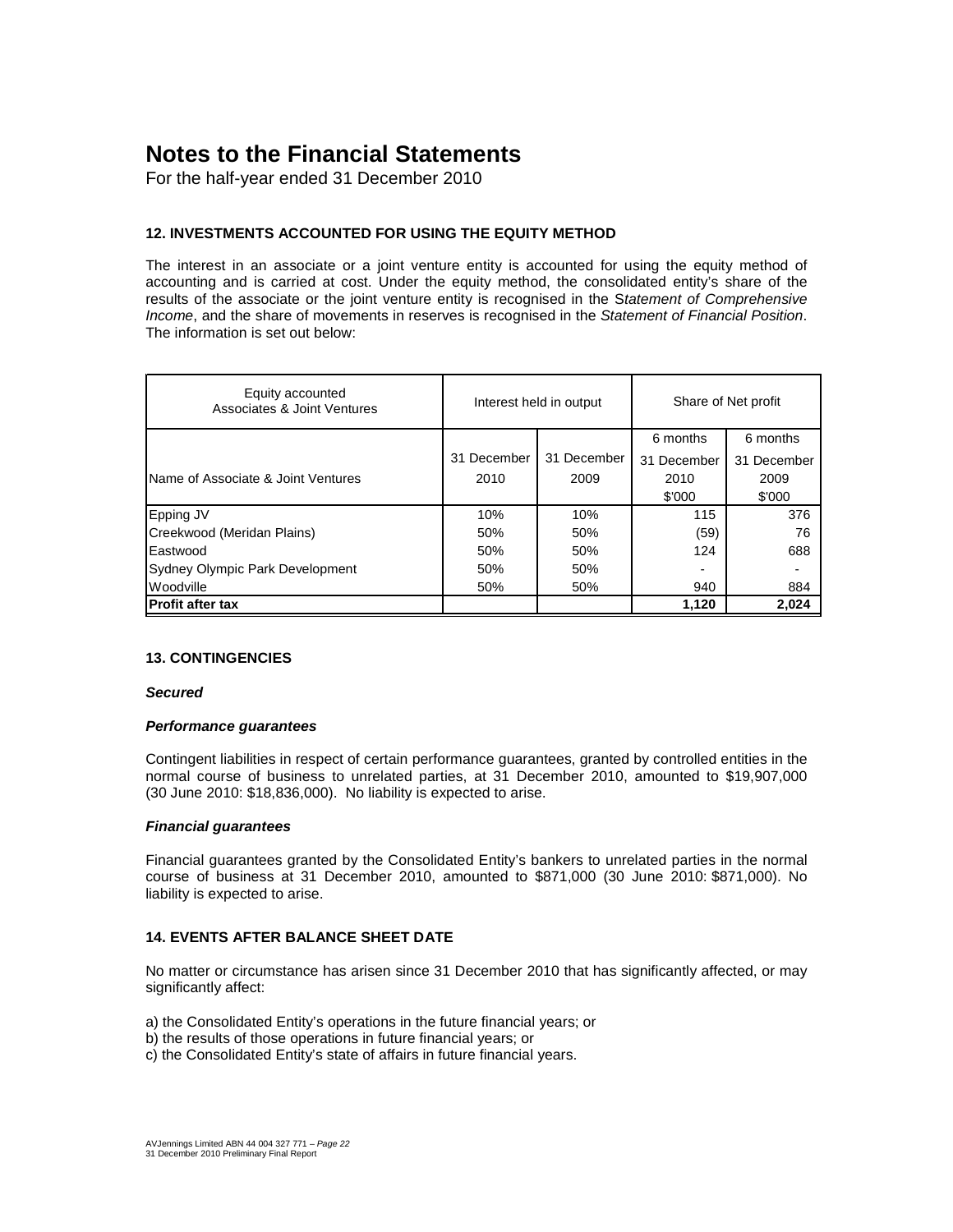# Notes to the Financial Statements

For the half-year ended 31 December 2010

### 12. INVESTMENTS ACCOUNTED FOR USING THE EQUITY METHOD

The interest in an associate or a joint venture entity is accounted for using the equity method of accounting and is carried at cost. Under the equity method, the consolidated entity's share of the results of the associate or the joint venture entity is recognised in the S*tatement of Comprehensive Income*, and the share of movements in reserves is recognised in the *Statement of Financial Position*. The information is set out below:

| Equity accounted Associates & Joint Ventures | Interest held in output | | Share of Net profit | |
|---|---|---|---|---|
| Name of Associate & Joint Ventures | 31 December 2010 | 31 December 2009 | 6 months 31 December 2010 $'000 | 6 months 31 December 2009 $'000 |
| Epping JV | 10% | 10% | 115 | 376 |
| Creekwood (Meridan Plains) | 50% | 50% | (59) | 76 |
| Eastwood | 50% | 50% | 124 | 688 |
| Sydney Olympic Park Development | 50% | 50% | - | - |
| Woodville | 50% | 50% | 940 | 884 |
| **Profit after tax** | | | **1,120** | **2,024** |

### 13. CONTINGENCIES

***Secured***

***Performance guarantees***

Contingent liabilities in respect of certain performance guarantees, granted by controlled entities in the normal course of business to unrelated parties, at 31 December 2010, amounted to $19,907,000 (30 June 2010: $18,836,000). No liability is expected to arise.

***Financial guarantees***

Financial guarantees granted by the Consolidated Entity's bankers to unrelated parties in the normal course of business at 31 December 2010, amounted to $871,000 (30 June 2010: $871,000). No liability is expected to arise.

### 14. EVENTS AFTER BALANCE SHEET DATE

No matter or circumstance has arisen since 31 December 2010 that has significantly affected, or may significantly affect:

a) the Consolidated Entity's operations in the future financial years; or
b) the results of those operations in future financial years; or
c) the Consolidated Entity's state of affairs in future financial years.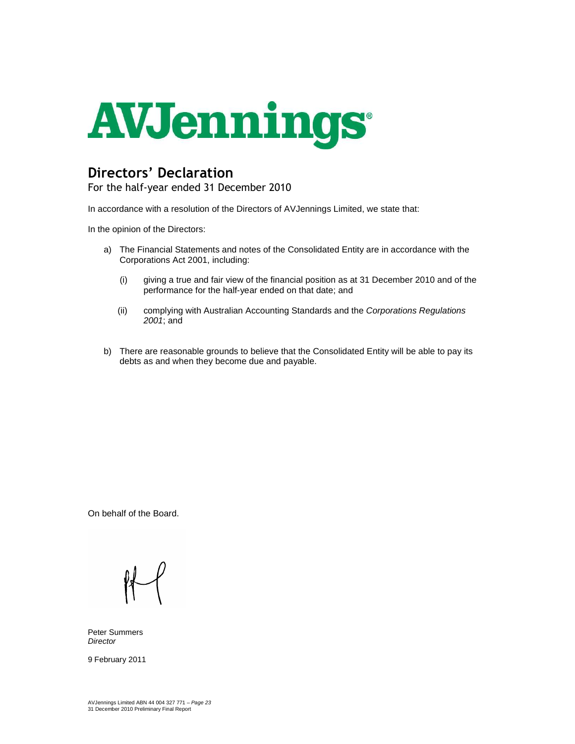AVJennings®

# Directors' Declaration

For the half-year ended 31 December 2010

In accordance with a resolution of the Directors of AVJennings Limited, we state that:

In the opinion of the Directors:

a) The Financial Statements and notes of the Consolidated Entity are in accordance with the Corporations Act 2001, including:

   (i) giving a true and fair view of the financial position as at 31 December 2010 and of the performance for the half-year ended on that date; and

   (ii) complying with Australian Accounting Standards and the *Corporations Regulations 2001*; and

b) There are reasonable grounds to believe that the Consolidated Entity will be able to pay its debts as and when they become due and payable.

On behalf of the Board.

Peter Summers
*Director*

9 February 2011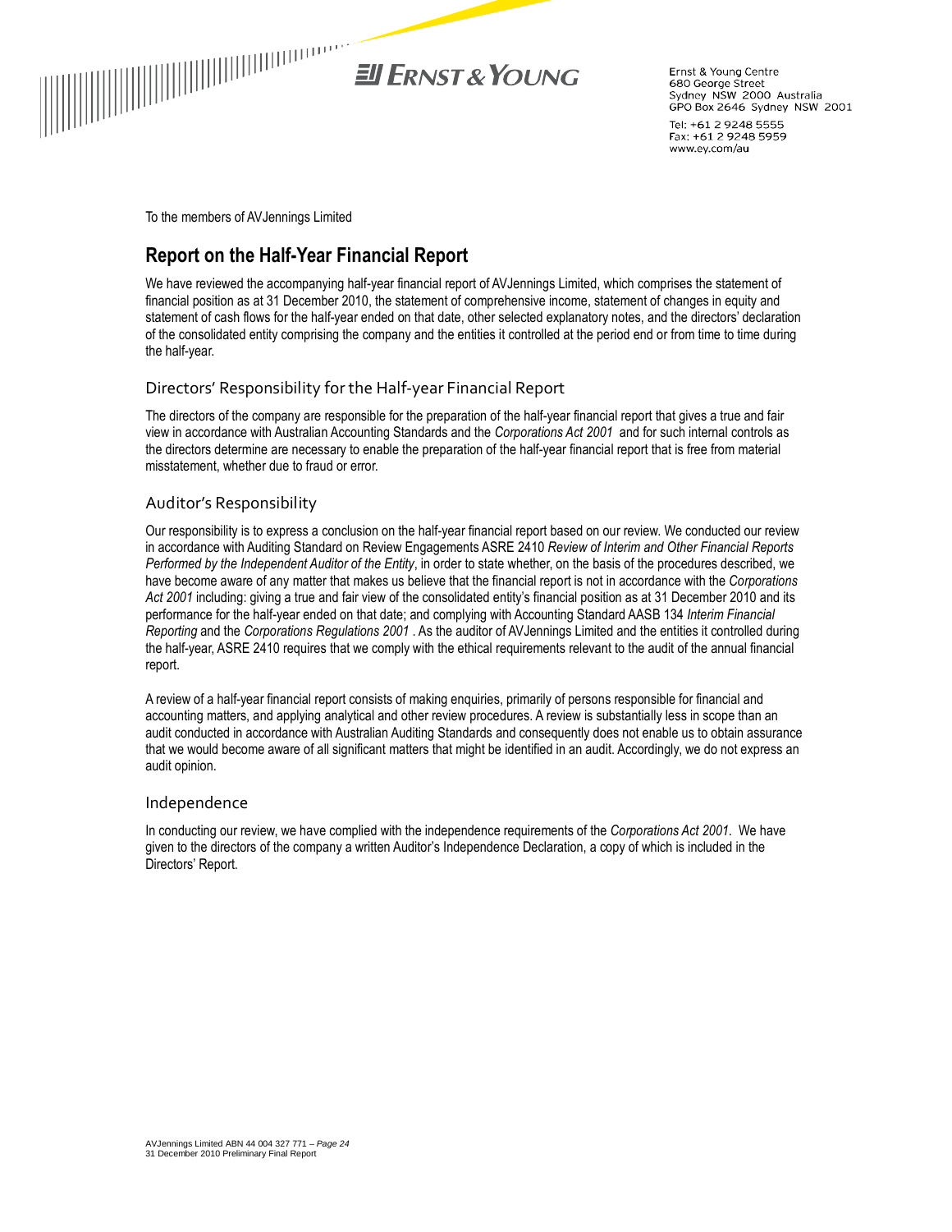Ernst & Young Centre
680 George Street
Sydney NSW 2000 Australia
GPO Box 2646 Sydney NSW 2001

Tel: +61 2 9248 5555
Fax: +61 2 9248 5959
www.ey.com/au

To the members of AVJennings Limited

## Report on the Half-Year Financial Report

We have reviewed the accompanying half-year financial report of AVJennings Limited, which comprises the statement of financial position as at 31 December 2010, the statement of comprehensive income, statement of changes in equity and statement of cash flows for the half-year ended on that date, other selected explanatory notes, and the directors' declaration of the consolidated entity comprising the company and the entities it controlled at the period end or from time to time during the half-year.

### Directors' Responsibility for the Half-year Financial Report

The directors of the company are responsible for the preparation of the half-year financial report that gives a true and fair view in accordance with Australian Accounting Standards and the *Corporations Act 2001* and for such internal controls as the directors determine are necessary to enable the preparation of the half-year financial report that is free from material misstatement, whether due to fraud or error.

### Auditor's Responsibility

Our responsibility is to express a conclusion on the half-year financial report based on our review. We conducted our review in accordance with Auditing Standard on Review Engagements ASRE 2410 *Review of Interim and Other Financial Reports Performed by the Independent Auditor of the Entity*, in order to state whether, on the basis of the procedures described, we have become aware of any matter that makes us believe that the financial report is not in accordance with the *Corporations Act 2001* including: giving a true and fair view of the consolidated entity's financial position as at 31 December 2010 and its performance for the half-year ended on that date; and complying with Accounting Standard AASB 134 *Interim Financial Reporting* and the *Corporations Regulations 2001* . As the auditor of AVJennings Limited and the entities it controlled during the half-year, ASRE 2410 requires that we comply with the ethical requirements relevant to the audit of the annual financial report.

A review of a half-year financial report consists of making enquiries, primarily of persons responsible for financial and accounting matters, and applying analytical and other review procedures. A review is substantially less in scope than an audit conducted in accordance with Australian Auditing Standards and consequently does not enable us to obtain assurance that we would become aware of all significant matters that might be identified in an audit. Accordingly, we do not express an audit opinion.

### Independence

In conducting our review, we have complied with the independence requirements of the *Corporations Act 2001*. We have given to the directors of the company a written Auditor's Independence Declaration, a copy of which is included in the Directors' Report.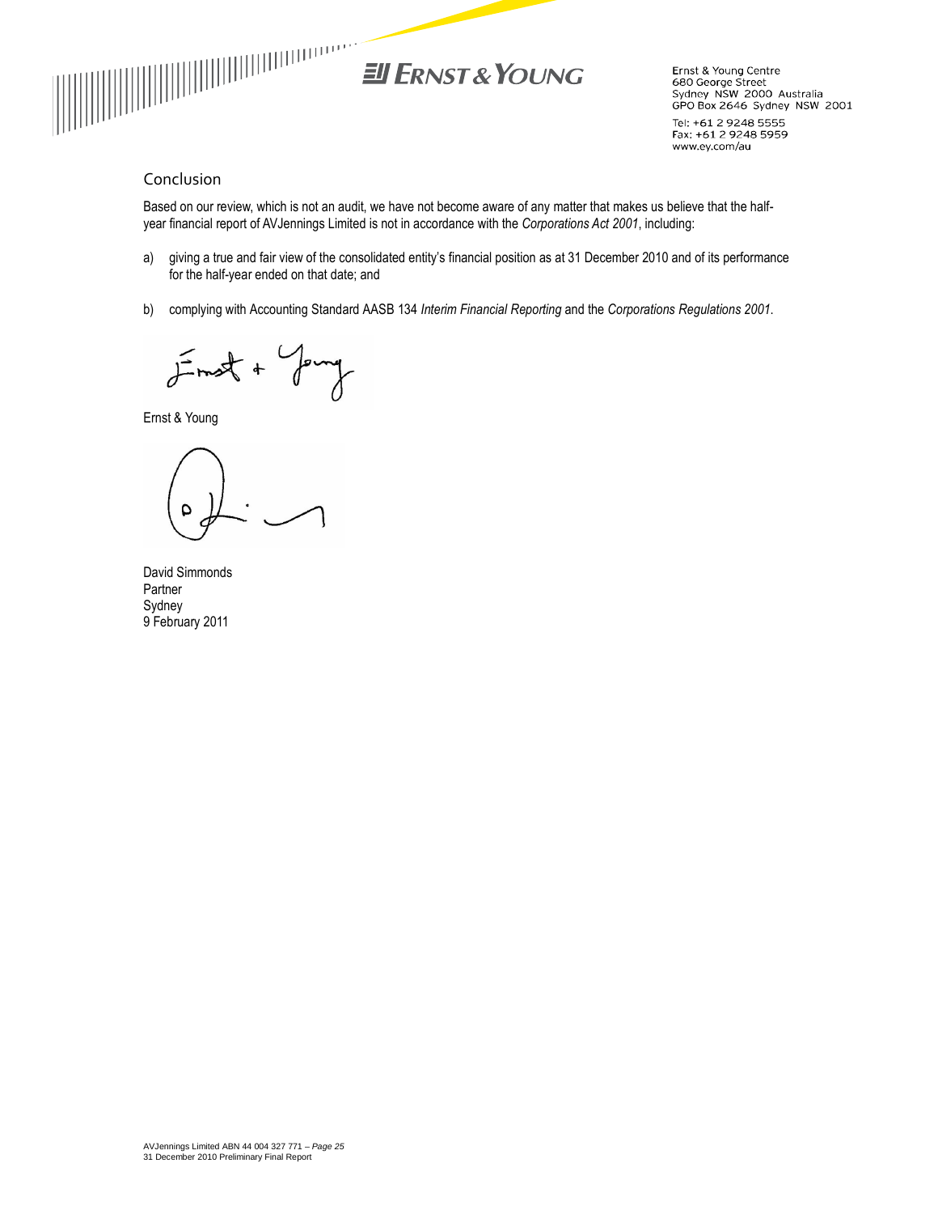Ernst & Young Centre
680 George Street
Sydney NSW 2000 Australia
GPO Box 2646 Sydney NSW 2001

Tel: +61 2 9248 5555
Fax: +61 2 9248 5959
www.ey.com/au

## Conclusion

Based on our review, which is not an audit, we have not become aware of any matter that makes us believe that the half-year financial report of AVJennings Limited is not in accordance with the *Corporations Act 2001*, including:

a) giving a true and fair view of the consolidated entity's financial position as at 31 December 2010 and of its performance for the half-year ended on that date; and

b) complying with Accounting Standard AASB 134 *Interim Financial Reporting* and the *Corporations Regulations 2001*.

Ernst & Young

David Simmonds
Partner
Sydney
9 February 2011